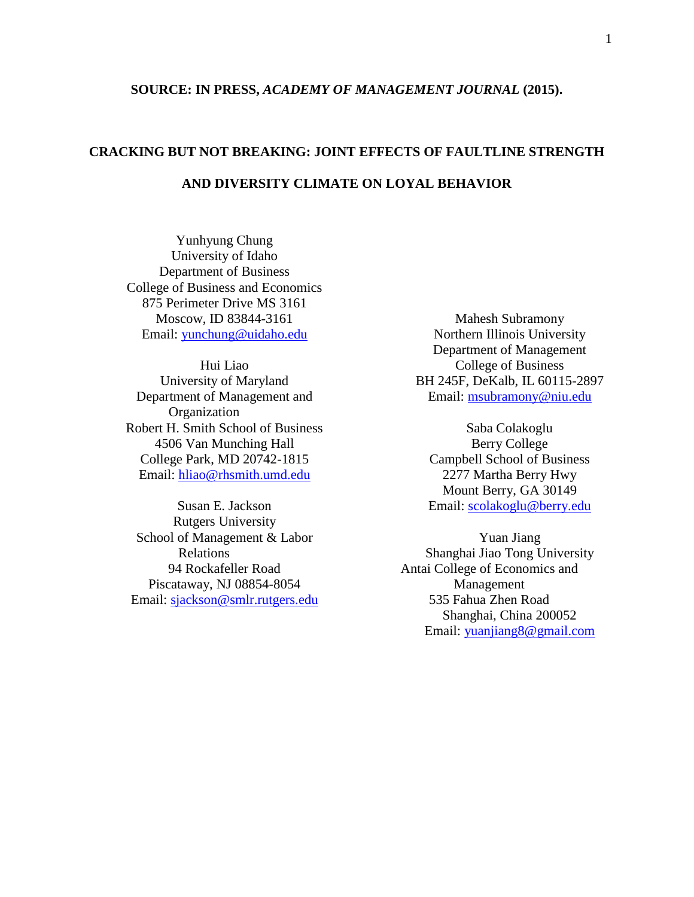**SOURCE: IN PRESS, *ACADEMY OF MANAGEMENT JOURNAL* (2015).**

# CRACKING BUT NOT BREAKING: JOINT EFFECTS OF FAULTLINE STRENGTH AND DIVERSITY CLIMATE ON LOYAL BEHAVIOR

Yunhyung Chung
University of Idaho
Department of Business
College of Business and Economics
875 Perimeter Drive MS 3161
Moscow, ID 83844-3161
Email: yunchung@uidaho.edu

Hui Liao
University of Maryland
Department of Management and Organization
Robert H. Smith School of Business
4506 Van Munching Hall
College Park, MD 20742-1815
Email: hliao@rhsmith.umd.edu

Susan E. Jackson
Rutgers University
School of Management & Labor Relations
94 Rockafeller Road
Piscataway, NJ 08854-8054
Email: sjackson@smlr.rutgers.edu

Mahesh Subramony
Northern Illinois University
Department of Management
College of Business
BH 245F, DeKalb, IL 60115-2897
Email: msubramony@niu.edu

Saba Colakoglu
Berry College
Campbell School of Business
2277 Martha Berry Hwy
Mount Berry, GA 30149
Email: scolakoglu@berry.edu

Yuan Jiang
Shanghai Jiao Tong University
Antai College of Economics and Management
535 Fahua Zhen Road
Shanghai, China 200052
Email: yuanjiang8@gmail.com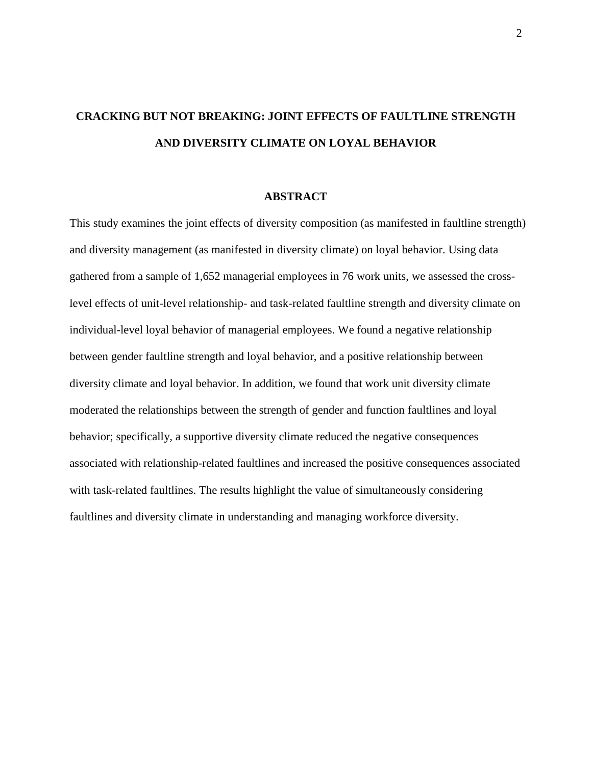# CRACKING BUT NOT BREAKING: JOINT EFFECTS OF FAULTLINE STRENGTH AND DIVERSITY CLIMATE ON LOYAL BEHAVIOR

## ABSTRACT

This study examines the joint effects of diversity composition (as manifested in faultline strength) and diversity management (as manifested in diversity climate) on loyal behavior. Using data gathered from a sample of 1,652 managerial employees in 76 work units, we assessed the cross-level effects of unit-level relationship- and task-related faultline strength and diversity climate on individual-level loyal behavior of managerial employees. We found a negative relationship between gender faultline strength and loyal behavior, and a positive relationship between diversity climate and loyal behavior. In addition, we found that work unit diversity climate moderated the relationships between the strength of gender and function faultlines and loyal behavior; specifically, a supportive diversity climate reduced the negative consequences associated with relationship-related faultlines and increased the positive consequences associated with task-related faultlines. The results highlight the value of simultaneously considering faultlines and diversity climate in understanding and managing workforce diversity.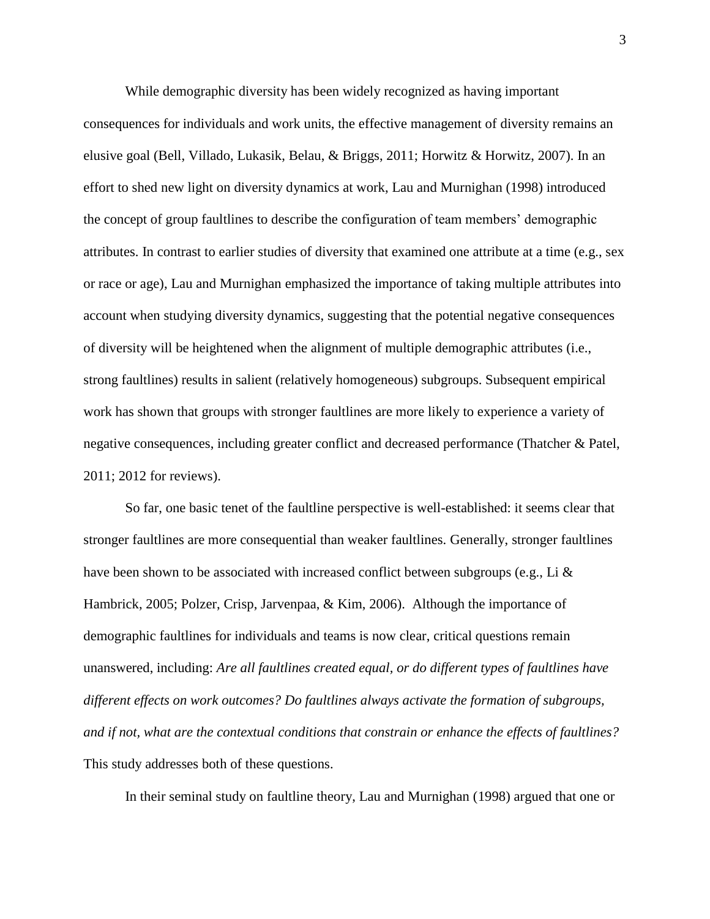While demographic diversity has been widely recognized as having important consequences for individuals and work units, the effective management of diversity remains an elusive goal (Bell, Villado, Lukasik, Belau, & Briggs, 2011; Horwitz & Horwitz, 2007). In an effort to shed new light on diversity dynamics at work, Lau and Murnighan (1998) introduced the concept of group faultlines to describe the configuration of team members' demographic attributes. In contrast to earlier studies of diversity that examined one attribute at a time (e.g., sex or race or age), Lau and Murnighan emphasized the importance of taking multiple attributes into account when studying diversity dynamics, suggesting that the potential negative consequences of diversity will be heightened when the alignment of multiple demographic attributes (i.e., strong faultlines) results in salient (relatively homogeneous) subgroups. Subsequent empirical work has shown that groups with stronger faultlines are more likely to experience a variety of negative consequences, including greater conflict and decreased performance (Thatcher & Patel, 2011; 2012 for reviews).

So far, one basic tenet of the faultline perspective is well-established: it seems clear that stronger faultlines are more consequential than weaker faultlines. Generally, stronger faultlines have been shown to be associated with increased conflict between subgroups (e.g., Li & Hambrick, 2005; Polzer, Crisp, Jarvenpaa, & Kim, 2006). Although the importance of demographic faultlines for individuals and teams is now clear, critical questions remain unanswered, including: *Are all faultlines created equal, or do different types of faultlines have different effects on work outcomes? Do faultlines always activate the formation of subgroups, and if not, what are the contextual conditions that constrain or enhance the effects of faultlines?* This study addresses both of these questions.

In their seminal study on faultline theory, Lau and Murnighan (1998) argued that one or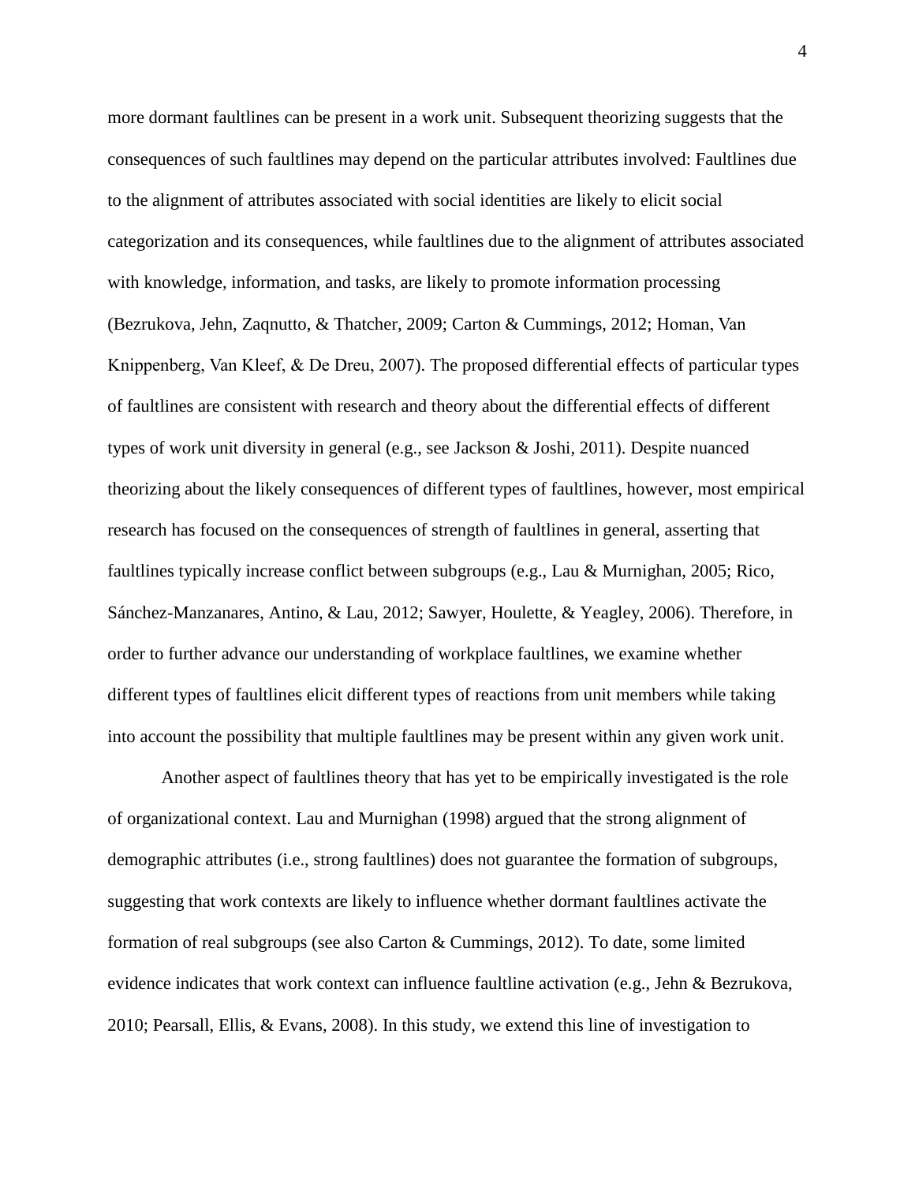more dormant faultlines can be present in a work unit. Subsequent theorizing suggests that the consequences of such faultlines may depend on the particular attributes involved: Faultlines due to the alignment of attributes associated with social identities are likely to elicit social categorization and its consequences, while faultlines due to the alignment of attributes associated with knowledge, information, and tasks, are likely to promote information processing (Bezrukova, Jehn, Zaqnutto, & Thatcher, 2009; Carton & Cummings, 2012; Homan, Van Knippenberg, Van Kleef, & De Dreu, 2007). The proposed differential effects of particular types of faultlines are consistent with research and theory about the differential effects of different types of work unit diversity in general (e.g., see Jackson & Joshi, 2011). Despite nuanced theorizing about the likely consequences of different types of faultlines, however, most empirical research has focused on the consequences of strength of faultlines in general, asserting that faultlines typically increase conflict between subgroups (e.g., Lau & Murnighan, 2005; Rico, Sánchez-Manzanares, Antino, & Lau, 2012; Sawyer, Houlette, & Yeagley, 2006). Therefore, in order to further advance our understanding of workplace faultlines, we examine whether different types of faultlines elicit different types of reactions from unit members while taking into account the possibility that multiple faultlines may be present within any given work unit.

Another aspect of faultlines theory that has yet to be empirically investigated is the role of organizational context. Lau and Murnighan (1998) argued that the strong alignment of demographic attributes (i.e., strong faultlines) does not guarantee the formation of subgroups, suggesting that work contexts are likely to influence whether dormant faultlines activate the formation of real subgroups (see also Carton & Cummings, 2012). To date, some limited evidence indicates that work context can influence faultline activation (e.g., Jehn & Bezrukova, 2010; Pearsall, Ellis, & Evans, 2008). In this study, we extend this line of investigation to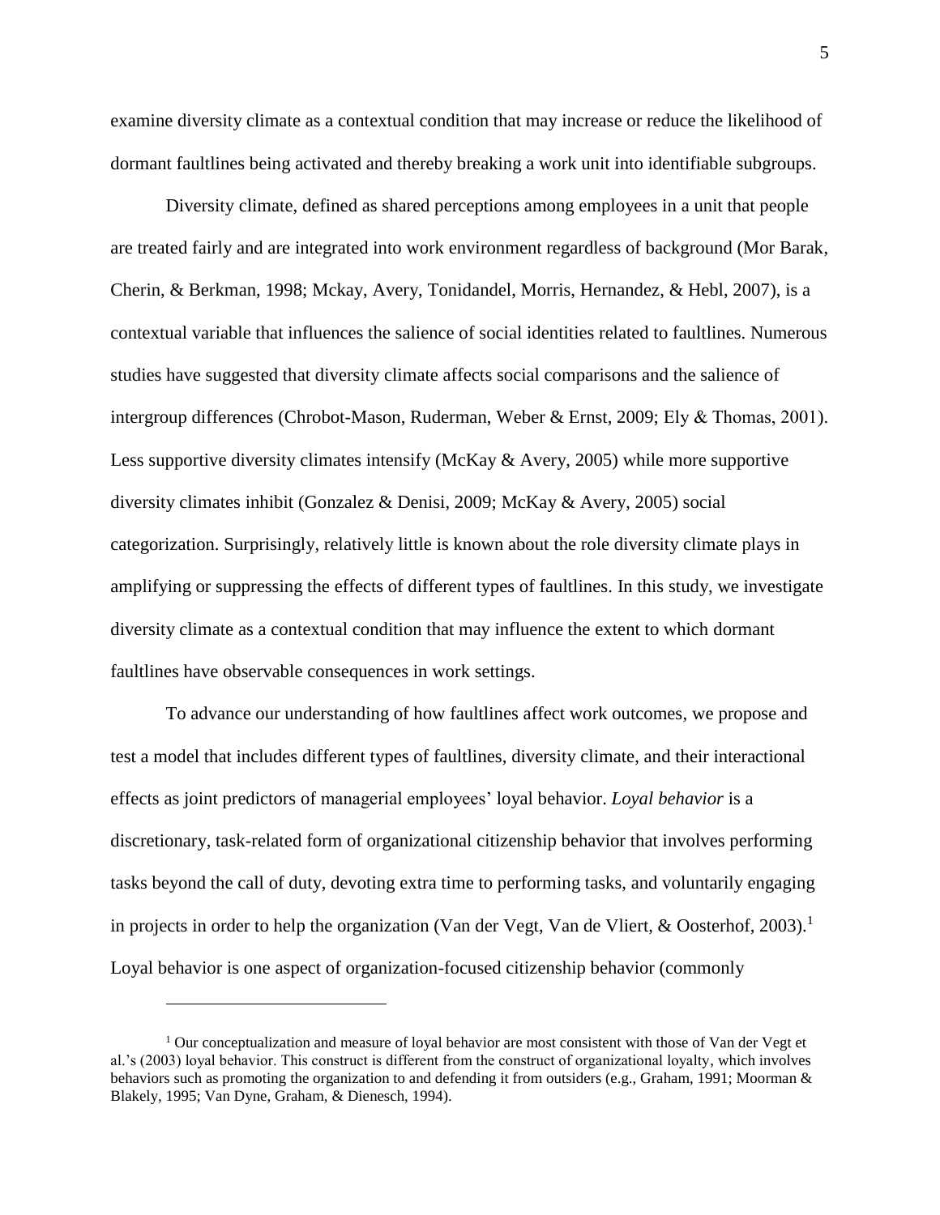examine diversity climate as a contextual condition that may increase or reduce the likelihood of dormant faultlines being activated and thereby breaking a work unit into identifiable subgroups.

Diversity climate, defined as shared perceptions among employees in a unit that people are treated fairly and are integrated into work environment regardless of background (Mor Barak, Cherin, & Berkman, 1998; Mckay, Avery, Tonidandel, Morris, Hernandez, & Hebl, 2007), is a contextual variable that influences the salience of social identities related to faultlines. Numerous studies have suggested that diversity climate affects social comparisons and the salience of intergroup differences (Chrobot-Mason, Ruderman, Weber & Ernst, 2009; Ely & Thomas, 2001). Less supportive diversity climates intensify (McKay & Avery, 2005) while more supportive diversity climates inhibit (Gonzalez & Denisi, 2009; McKay & Avery, 2005) social categorization. Surprisingly, relatively little is known about the role diversity climate plays in amplifying or suppressing the effects of different types of faultlines. In this study, we investigate diversity climate as a contextual condition that may influence the extent to which dormant faultlines have observable consequences in work settings.

To advance our understanding of how faultlines affect work outcomes, we propose and test a model that includes different types of faultlines, diversity climate, and their interactional effects as joint predictors of managerial employees' loyal behavior. *Loyal behavior* is a discretionary, task-related form of organizational citizenship behavior that involves performing tasks beyond the call of duty, devoting extra time to performing tasks, and voluntarily engaging in projects in order to help the organization (Van der Vegt, Van de Vliert, & Oosterhof, 2003).[1] Loyal behavior is one aspect of organization-focused citizenship behavior (commonly

---

[1] Our conceptualization and measure of loyal behavior are most consistent with those of Van der Vegt et al.'s (2003) loyal behavior. This construct is different from the construct of organizational loyalty, which involves behaviors such as promoting the organization to and defending it from outsiders (e.g., Graham, 1991; Moorman & Blakely, 1995; Van Dyne, Graham, & Dienesch, 1994).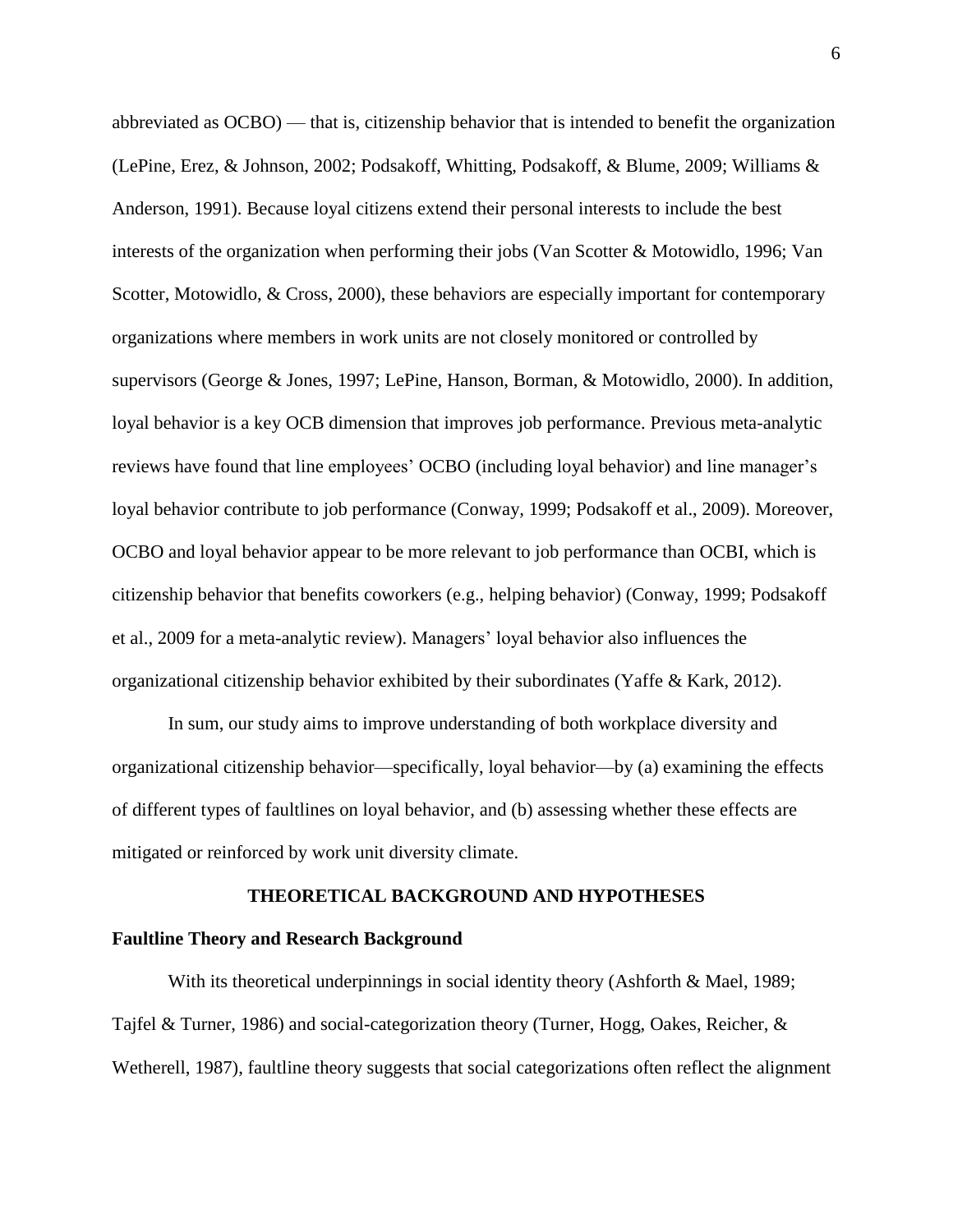abbreviated as OCBO) — that is, citizenship behavior that is intended to benefit the organization (LePine, Erez, & Johnson, 2002; Podsakoff, Whitting, Podsakoff, & Blume, 2009; Williams & Anderson, 1991). Because loyal citizens extend their personal interests to include the best interests of the organization when performing their jobs (Van Scotter & Motowidlo, 1996; Van Scotter, Motowidlo, & Cross, 2000), these behaviors are especially important for contemporary organizations where members in work units are not closely monitored or controlled by supervisors (George & Jones, 1997; LePine, Hanson, Borman, & Motowidlo, 2000). In addition, loyal behavior is a key OCB dimension that improves job performance. Previous meta-analytic reviews have found that line employees' OCBO (including loyal behavior) and line manager's loyal behavior contribute to job performance (Conway, 1999; Podsakoff et al., 2009). Moreover, OCBO and loyal behavior appear to be more relevant to job performance than OCBI, which is citizenship behavior that benefits coworkers (e.g., helping behavior) (Conway, 1999; Podsakoff et al., 2009 for a meta-analytic review). Managers' loyal behavior also influences the organizational citizenship behavior exhibited by their subordinates (Yaffe & Kark, 2012).

In sum, our study aims to improve understanding of both workplace diversity and organizational citizenship behavior—specifically, loyal behavior—by (a) examining the effects of different types of faultlines on loyal behavior, and (b) assessing whether these effects are mitigated or reinforced by work unit diversity climate.

## THEORETICAL BACKGROUND AND HYPOTHESES

### Faultline Theory and Research Background

With its theoretical underpinnings in social identity theory (Ashforth & Mael, 1989; Tajfel & Turner, 1986) and social-categorization theory (Turner, Hogg, Oakes, Reicher, & Wetherell, 1987), faultline theory suggests that social categorizations often reflect the alignment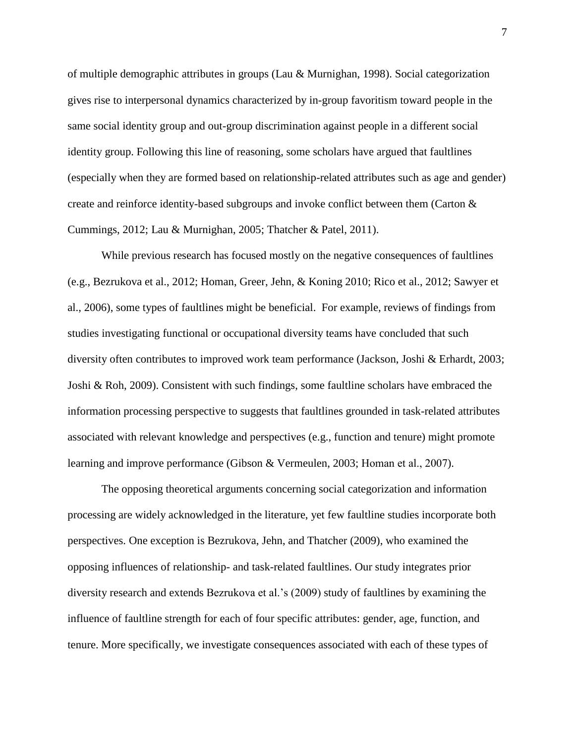of multiple demographic attributes in groups (Lau & Murnighan, 1998). Social categorization gives rise to interpersonal dynamics characterized by in-group favoritism toward people in the same social identity group and out-group discrimination against people in a different social identity group. Following this line of reasoning, some scholars have argued that faultlines (especially when they are formed based on relationship-related attributes such as age and gender) create and reinforce identity-based subgroups and invoke conflict between them (Carton & Cummings, 2012; Lau & Murnighan, 2005; Thatcher & Patel, 2011).

While previous research has focused mostly on the negative consequences of faultlines (e.g., Bezrukova et al., 2012; Homan, Greer, Jehn, & Koning 2010; Rico et al., 2012; Sawyer et al., 2006), some types of faultlines might be beneficial. For example, reviews of findings from studies investigating functional or occupational diversity teams have concluded that such diversity often contributes to improved work team performance (Jackson, Joshi & Erhardt, 2003; Joshi & Roh, 2009). Consistent with such findings, some faultline scholars have embraced the information processing perspective to suggests that faultlines grounded in task-related attributes associated with relevant knowledge and perspectives (e.g., function and tenure) might promote learning and improve performance (Gibson & Vermeulen, 2003; Homan et al., 2007).

The opposing theoretical arguments concerning social categorization and information processing are widely acknowledged in the literature, yet few faultline studies incorporate both perspectives. One exception is Bezrukova, Jehn, and Thatcher (2009), who examined the opposing influences of relationship- and task-related faultlines. Our study integrates prior diversity research and extends Bezrukova et al.'s (2009) study of faultlines by examining the influence of faultline strength for each of four specific attributes: gender, age, function, and tenure. More specifically, we investigate consequences associated with each of these types of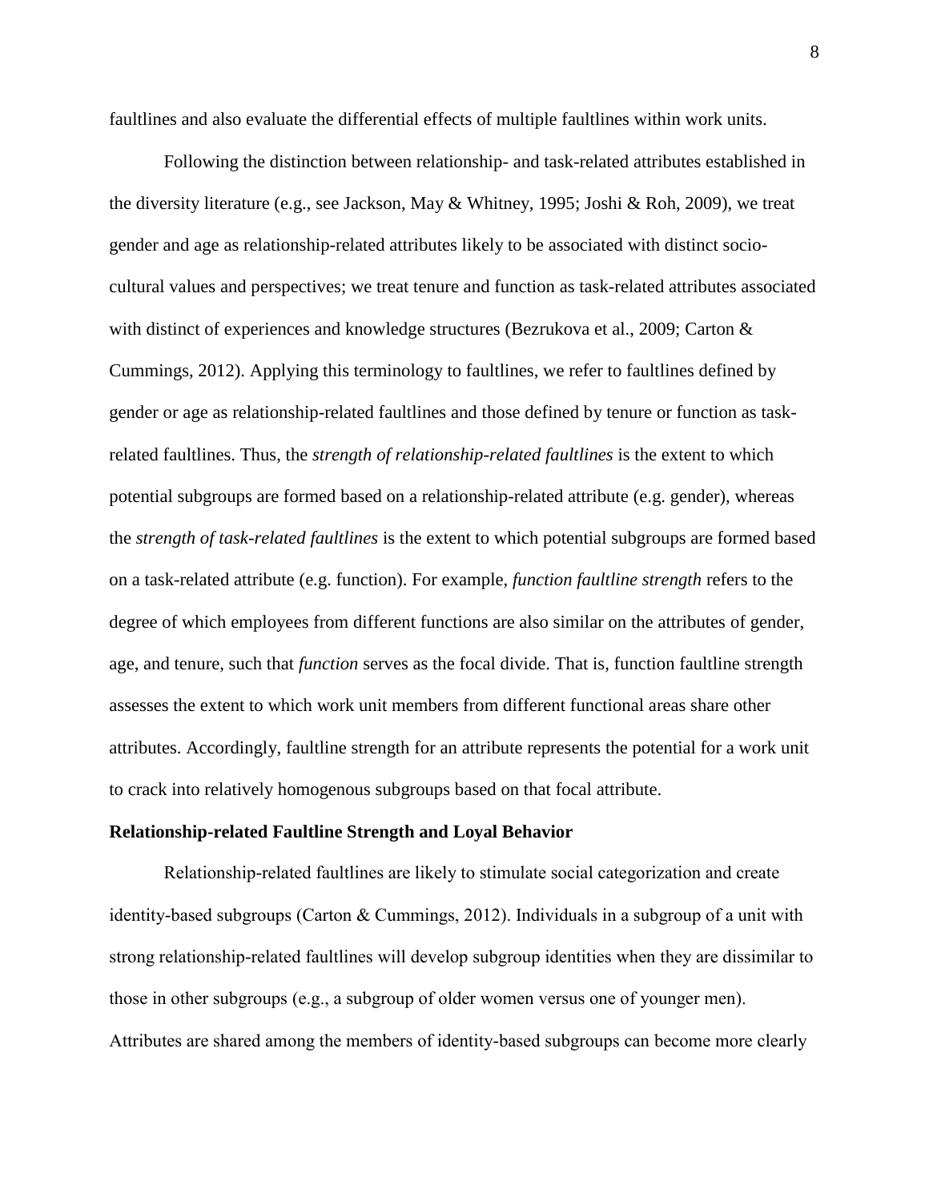faultlines and also evaluate the differential effects of multiple faultlines within work units.

Following the distinction between relationship- and task-related attributes established in the diversity literature (e.g., see Jackson, May & Whitney, 1995; Joshi & Roh, 2009), we treat gender and age as relationship-related attributes likely to be associated with distinct socio-cultural values and perspectives; we treat tenure and function as task-related attributes associated with distinct of experiences and knowledge structures (Bezrukova et al., 2009; Carton & Cummings, 2012). Applying this terminology to faultlines, we refer to faultlines defined by gender or age as relationship-related faultlines and those defined by tenure or function as task-related faultlines. Thus, the *strength of relationship-related faultlines* is the extent to which potential subgroups are formed based on a relationship-related attribute (e.g. gender), whereas the *strength of task-related faultlines* is the extent to which potential subgroups are formed based on a task-related attribute (e.g. function). For example, *function faultline strength* refers to the degree of which employees from different functions are also similar on the attributes of gender, age, and tenure, such that *function* serves as the focal divide. That is, function faultline strength assesses the extent to which work unit members from different functional areas share other attributes. Accordingly, faultline strength for an attribute represents the potential for a work unit to crack into relatively homogenous subgroups based on that focal attribute.

**Relationship-related Faultline Strength and Loyal Behavior**

Relationship-related faultlines are likely to stimulate social categorization and create identity-based subgroups (Carton & Cummings, 2012). Individuals in a subgroup of a unit with strong relationship-related faultlines will develop subgroup identities when they are dissimilar to those in other subgroups (e.g., a subgroup of older women versus one of younger men). Attributes are shared among the members of identity-based subgroups can become more clearly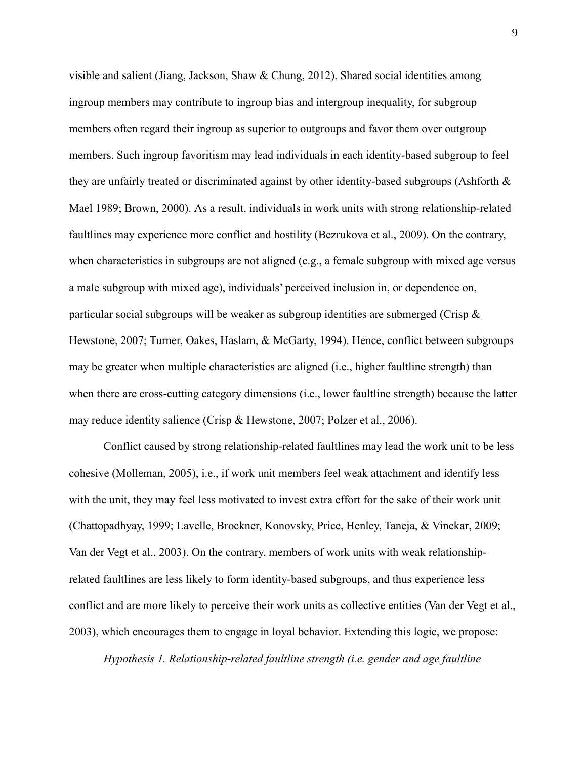visible and salient (Jiang, Jackson, Shaw & Chung, 2012). Shared social identities among ingroup members may contribute to ingroup bias and intergroup inequality, for subgroup members often regard their ingroup as superior to outgroups and favor them over outgroup members. Such ingroup favoritism may lead individuals in each identity-based subgroup to feel they are unfairly treated or discriminated against by other identity-based subgroups (Ashforth & Mael 1989; Brown, 2000). As a result, individuals in work units with strong relationship-related faultlines may experience more conflict and hostility (Bezrukova et al., 2009). On the contrary, when characteristics in subgroups are not aligned (e.g., a female subgroup with mixed age versus a male subgroup with mixed age), individuals' perceived inclusion in, or dependence on, particular social subgroups will be weaker as subgroup identities are submerged (Crisp & Hewstone, 2007; Turner, Oakes, Haslam, & McGarty, 1994). Hence, conflict between subgroups may be greater when multiple characteristics are aligned (i.e., higher faultline strength) than when there are cross-cutting category dimensions (i.e., lower faultline strength) because the latter may reduce identity salience (Crisp & Hewstone, 2007; Polzer et al., 2006).

Conflict caused by strong relationship-related faultlines may lead the work unit to be less cohesive (Molleman, 2005), i.e., if work unit members feel weak attachment and identify less with the unit, they may feel less motivated to invest extra effort for the sake of their work unit (Chattopadhyay, 1999; Lavelle, Brockner, Konovsky, Price, Henley, Taneja, & Vinekar, 2009; Van der Vegt et al., 2003). On the contrary, members of work units with weak relationship-related faultlines are less likely to form identity-based subgroups, and thus experience less conflict and are more likely to perceive their work units as collective entities (Van der Vegt et al., 2003), which encourages them to engage in loyal behavior. Extending this logic, we propose:

*Hypothesis 1. Relationship-related faultline strength (i.e. gender and age faultline*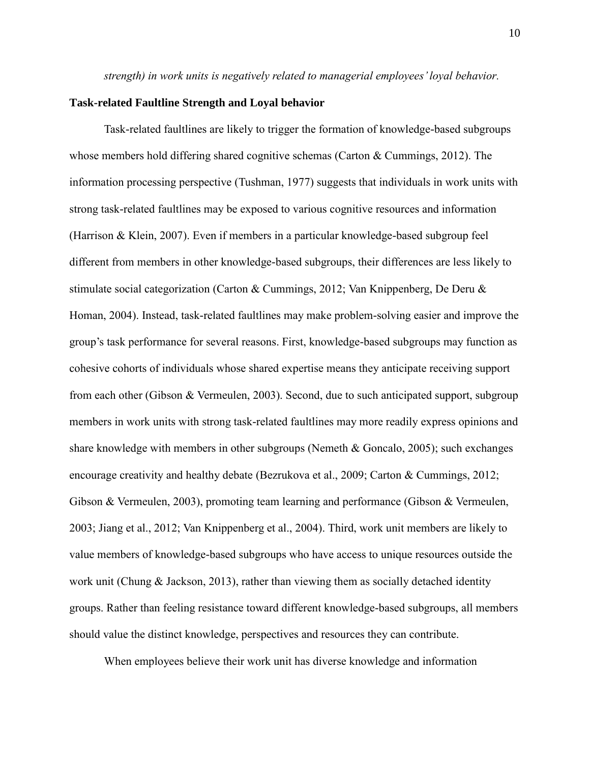*strength) in work units is negatively related to managerial employees' loyal behavior.*

**Task-related Faultline Strength and Loyal behavior**

Task-related faultlines are likely to trigger the formation of knowledge-based subgroups whose members hold differing shared cognitive schemas (Carton & Cummings, 2012). The information processing perspective (Tushman, 1977) suggests that individuals in work units with strong task-related faultlines may be exposed to various cognitive resources and information (Harrison & Klein, 2007). Even if members in a particular knowledge-based subgroup feel different from members in other knowledge-based subgroups, their differences are less likely to stimulate social categorization (Carton & Cummings, 2012; Van Knippenberg, De Deru & Homan, 2004). Instead, task-related faultlines may make problem-solving easier and improve the group's task performance for several reasons. First, knowledge-based subgroups may function as cohesive cohorts of individuals whose shared expertise means they anticipate receiving support from each other (Gibson & Vermeulen, 2003). Second, due to such anticipated support, subgroup members in work units with strong task-related faultlines may more readily express opinions and share knowledge with members in other subgroups (Nemeth & Goncalo, 2005); such exchanges encourage creativity and healthy debate (Bezrukova et al., 2009; Carton & Cummings, 2012; Gibson & Vermeulen, 2003), promoting team learning and performance (Gibson & Vermeulen, 2003; Jiang et al., 2012; Van Knippenberg et al., 2004). Third, work unit members are likely to value members of knowledge-based subgroups who have access to unique resources outside the work unit (Chung & Jackson, 2013), rather than viewing them as socially detached identity groups. Rather than feeling resistance toward different knowledge-based subgroups, all members should value the distinct knowledge, perspectives and resources they can contribute.

When employees believe their work unit has diverse knowledge and information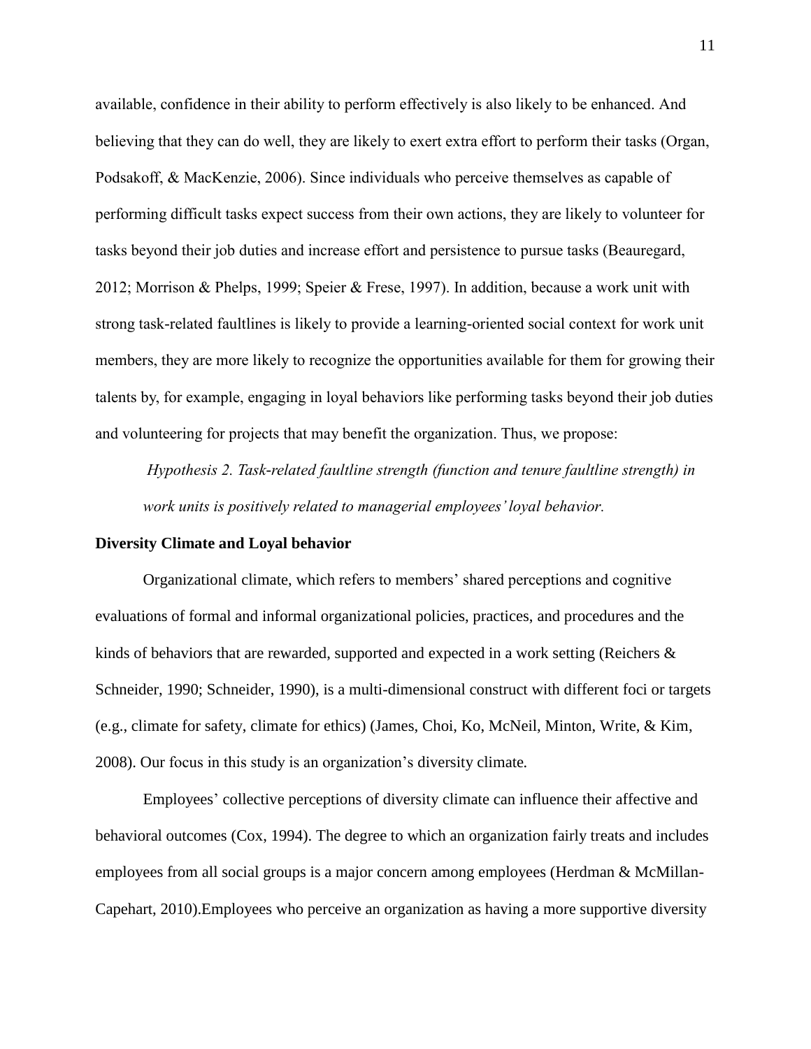available, confidence in their ability to perform effectively is also likely to be enhanced. And believing that they can do well, they are likely to exert extra effort to perform their tasks (Organ, Podsakoff, & MacKenzie, 2006). Since individuals who perceive themselves as capable of performing difficult tasks expect success from their own actions, they are likely to volunteer for tasks beyond their job duties and increase effort and persistence to pursue tasks (Beauregard, 2012; Morrison & Phelps, 1999; Speier & Frese, 1997). In addition, because a work unit with strong task-related faultlines is likely to provide a learning-oriented social context for work unit members, they are more likely to recognize the opportunities available for them for growing their talents by, for example, engaging in loyal behaviors like performing tasks beyond their job duties and volunteering for projects that may benefit the organization. Thus, we propose:

*Hypothesis 2. Task-related faultline strength (function and tenure faultline strength) in work units is positively related to managerial employees' loyal behavior.*

**Diversity Climate and Loyal behavior**

Organizational climate, which refers to members' shared perceptions and cognitive evaluations of formal and informal organizational policies, practices, and procedures and the kinds of behaviors that are rewarded, supported and expected in a work setting (Reichers & Schneider, 1990; Schneider, 1990), is a multi-dimensional construct with different foci or targets (e.g., climate for safety, climate for ethics) (James, Choi, Ko, McNeil, Minton, Write, & Kim, 2008). Our focus in this study is an organization's diversity climate.

Employees' collective perceptions of diversity climate can influence their affective and behavioral outcomes (Cox, 1994). The degree to which an organization fairly treats and includes employees from all social groups is a major concern among employees (Herdman & McMillan-Capehart, 2010).Employees who perceive an organization as having a more supportive diversity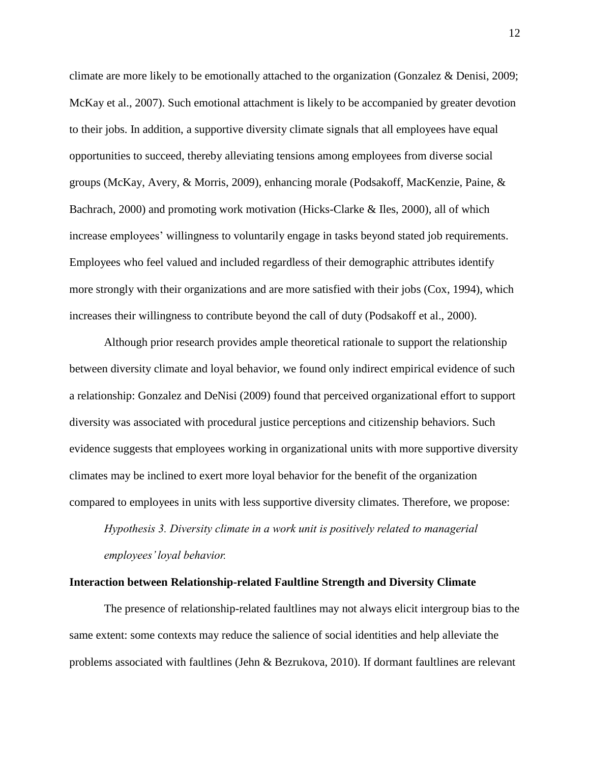climate are more likely to be emotionally attached to the organization (Gonzalez & Denisi, 2009; McKay et al., 2007). Such emotional attachment is likely to be accompanied by greater devotion to their jobs. In addition, a supportive diversity climate signals that all employees have equal opportunities to succeed, thereby alleviating tensions among employees from diverse social groups (McKay, Avery, & Morris, 2009), enhancing morale (Podsakoff, MacKenzie, Paine, & Bachrach, 2000) and promoting work motivation (Hicks-Clarke & Iles, 2000), all of which increase employees' willingness to voluntarily engage in tasks beyond stated job requirements. Employees who feel valued and included regardless of their demographic attributes identify more strongly with their organizations and are more satisfied with their jobs (Cox, 1994), which increases their willingness to contribute beyond the call of duty (Podsakoff et al., 2000).

Although prior research provides ample theoretical rationale to support the relationship between diversity climate and loyal behavior, we found only indirect empirical evidence of such a relationship: Gonzalez and DeNisi (2009) found that perceived organizational effort to support diversity was associated with procedural justice perceptions and citizenship behaviors. Such evidence suggests that employees working in organizational units with more supportive diversity climates may be inclined to exert more loyal behavior for the benefit of the organization compared to employees in units with less supportive diversity climates. Therefore, we propose:

*Hypothesis 3. Diversity climate in a work unit is positively related to managerial employees' loyal behavior.*

**Interaction between Relationship-related Faultline Strength and Diversity Climate**

The presence of relationship-related faultlines may not always elicit intergroup bias to the same extent: some contexts may reduce the salience of social identities and help alleviate the problems associated with faultlines (Jehn & Bezrukova, 2010). If dormant faultlines are relevant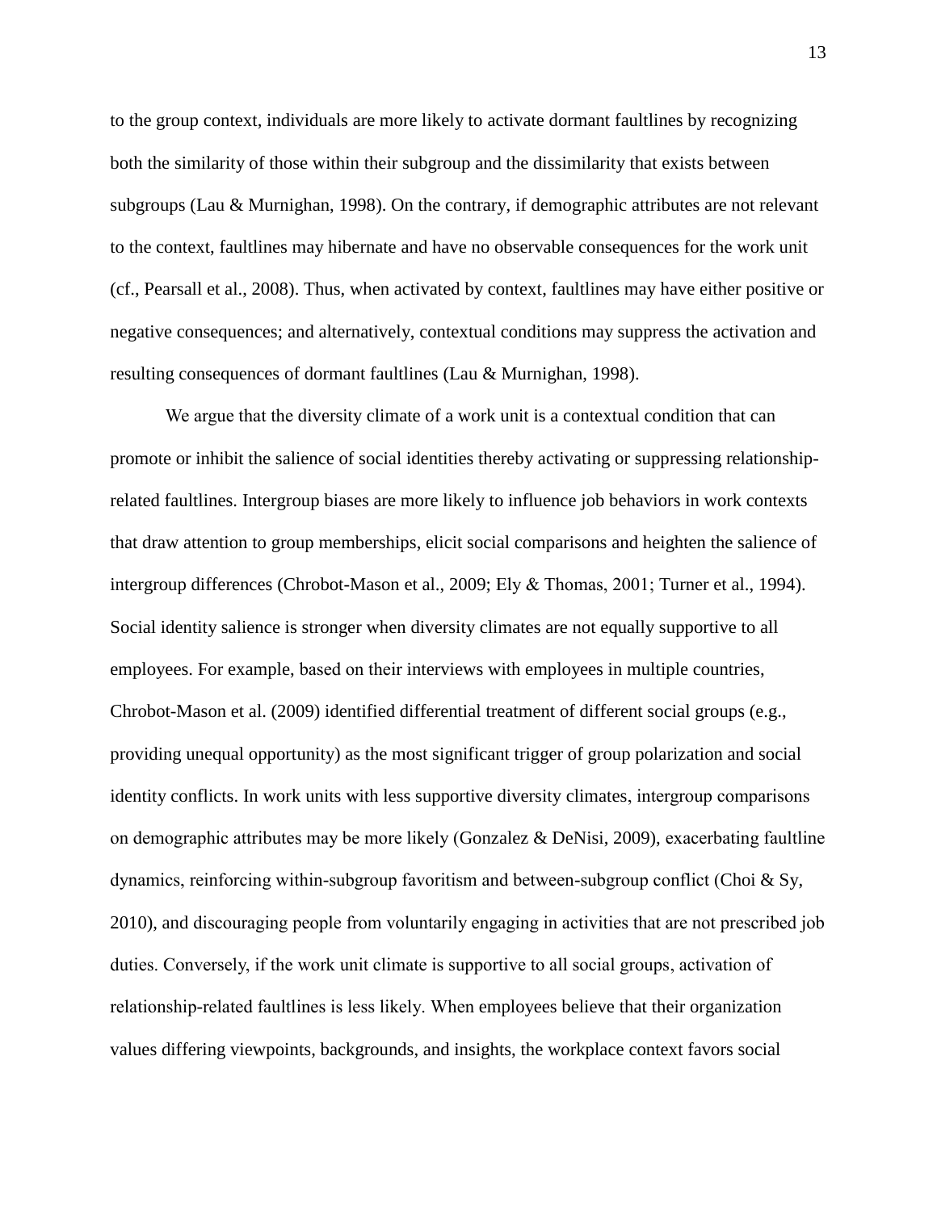to the group context, individuals are more likely to activate dormant faultlines by recognizing both the similarity of those within their subgroup and the dissimilarity that exists between subgroups (Lau & Murnighan, 1998). On the contrary, if demographic attributes are not relevant to the context, faultlines may hibernate and have no observable consequences for the work unit (cf., Pearsall et al., 2008). Thus, when activated by context, faultlines may have either positive or negative consequences; and alternatively, contextual conditions may suppress the activation and resulting consequences of dormant faultlines (Lau & Murnighan, 1998).

We argue that the diversity climate of a work unit is a contextual condition that can promote or inhibit the salience of social identities thereby activating or suppressing relationship-related faultlines. Intergroup biases are more likely to influence job behaviors in work contexts that draw attention to group memberships, elicit social comparisons and heighten the salience of intergroup differences (Chrobot-Mason et al., 2009; Ely & Thomas, 2001; Turner et al., 1994). Social identity salience is stronger when diversity climates are not equally supportive to all employees. For example, based on their interviews with employees in multiple countries, Chrobot-Mason et al. (2009) identified differential treatment of different social groups (e.g., providing unequal opportunity) as the most significant trigger of group polarization and social identity conflicts. In work units with less supportive diversity climates, intergroup comparisons on demographic attributes may be more likely (Gonzalez & DeNisi, 2009), exacerbating faultline dynamics, reinforcing within-subgroup favoritism and between-subgroup conflict (Choi & Sy, 2010), and discouraging people from voluntarily engaging in activities that are not prescribed job duties. Conversely, if the work unit climate is supportive to all social groups, activation of relationship-related faultlines is less likely. When employees believe that their organization values differing viewpoints, backgrounds, and insights, the workplace context favors social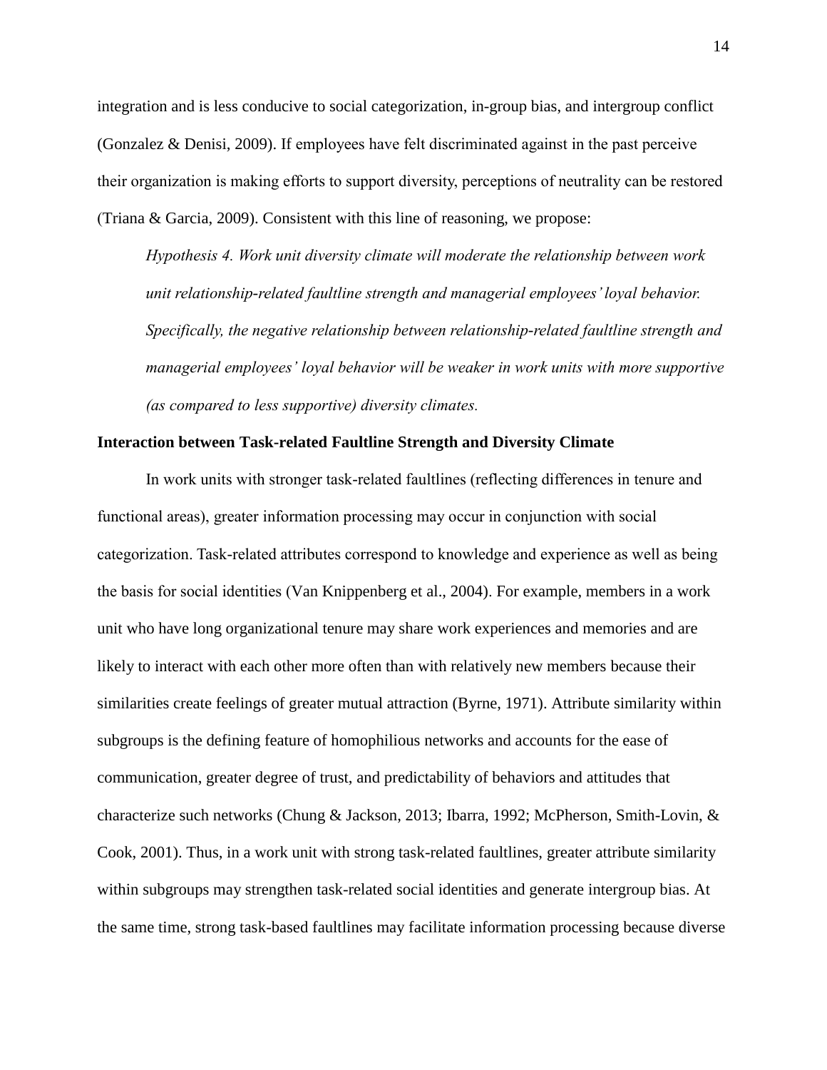integration and is less conducive to social categorization, in-group bias, and intergroup conflict (Gonzalez & Denisi, 2009). If employees have felt discriminated against in the past perceive their organization is making efforts to support diversity, perceptions of neutrality can be restored (Triana & Garcia, 2009). Consistent with this line of reasoning, we propose:

*Hypothesis 4. Work unit diversity climate will moderate the relationship between work unit relationship-related faultline strength and managerial employees' loyal behavior. Specifically, the negative relationship between relationship-related faultline strength and managerial employees' loyal behavior will be weaker in work units with more supportive (as compared to less supportive) diversity climates.*

**Interaction between Task-related Faultline Strength and Diversity Climate**

In work units with stronger task-related faultlines (reflecting differences in tenure and functional areas), greater information processing may occur in conjunction with social categorization. Task-related attributes correspond to knowledge and experience as well as being the basis for social identities (Van Knippenberg et al., 2004). For example, members in a work unit who have long organizational tenure may share work experiences and memories and are likely to interact with each other more often than with relatively new members because their similarities create feelings of greater mutual attraction (Byrne, 1971). Attribute similarity within subgroups is the defining feature of homophilious networks and accounts for the ease of communication, greater degree of trust, and predictability of behaviors and attitudes that characterize such networks (Chung & Jackson, 2013; Ibarra, 1992; McPherson, Smith-Lovin, & Cook, 2001). Thus, in a work unit with strong task-related faultlines, greater attribute similarity within subgroups may strengthen task-related social identities and generate intergroup bias. At the same time, strong task-based faultlines may facilitate information processing because diverse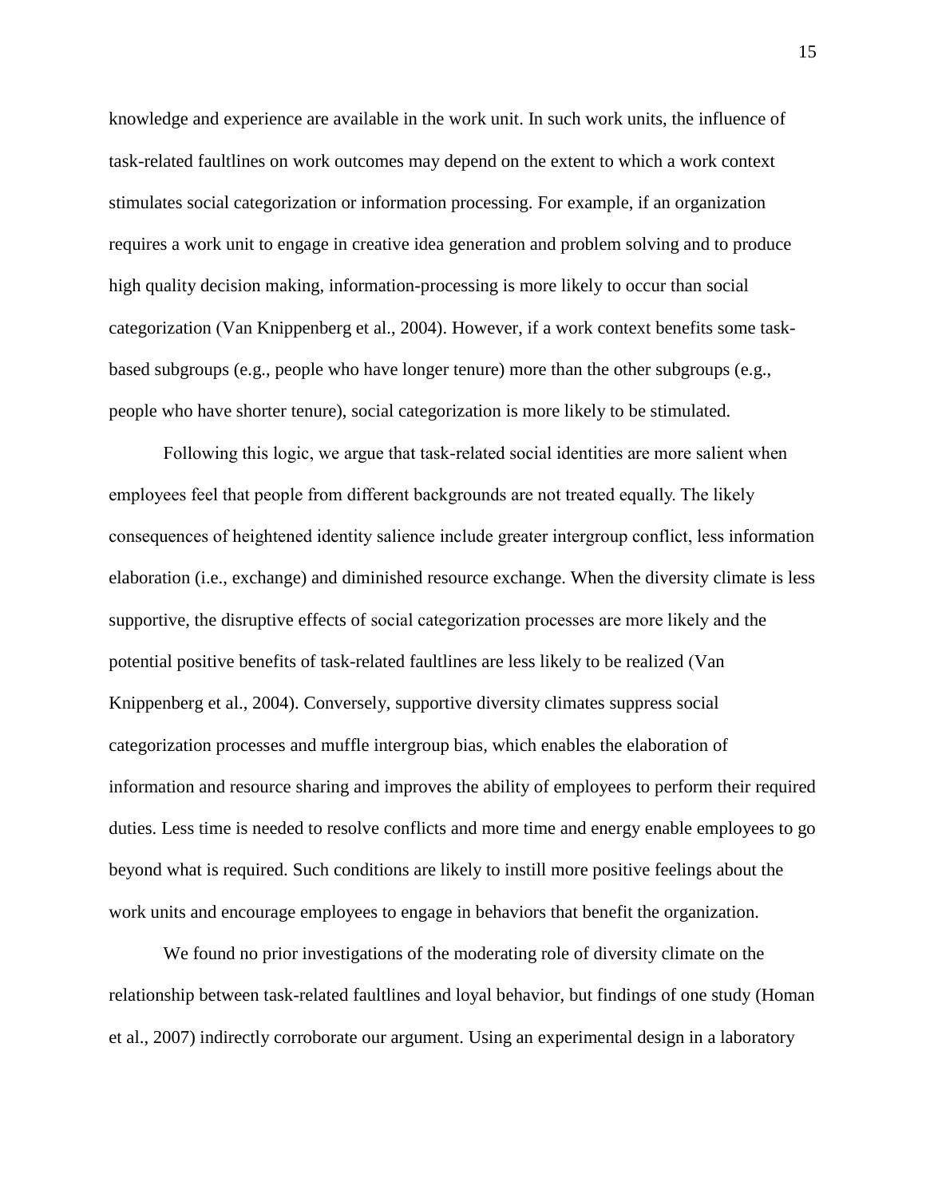knowledge and experience are available in the work unit. In such work units, the influence of task-related faultlines on work outcomes may depend on the extent to which a work context stimulates social categorization or information processing. For example, if an organization requires a work unit to engage in creative idea generation and problem solving and to produce high quality decision making, information-processing is more likely to occur than social categorization (Van Knippenberg et al., 2004). However, if a work context benefits some task-based subgroups (e.g., people who have longer tenure) more than the other subgroups (e.g., people who have shorter tenure), social categorization is more likely to be stimulated.

Following this logic, we argue that task-related social identities are more salient when employees feel that people from different backgrounds are not treated equally. The likely consequences of heightened identity salience include greater intergroup conflict, less information elaboration (i.e., exchange) and diminished resource exchange. When the diversity climate is less supportive, the disruptive effects of social categorization processes are more likely and the potential positive benefits of task-related faultlines are less likely to be realized (Van Knippenberg et al., 2004). Conversely, supportive diversity climates suppress social categorization processes and muffle intergroup bias, which enables the elaboration of information and resource sharing and improves the ability of employees to perform their required duties. Less time is needed to resolve conflicts and more time and energy enable employees to go beyond what is required. Such conditions are likely to instill more positive feelings about the work units and encourage employees to engage in behaviors that benefit the organization.

We found no prior investigations of the moderating role of diversity climate on the relationship between task-related faultlines and loyal behavior, but findings of one study (Homan et al., 2007) indirectly corroborate our argument. Using an experimental design in a laboratory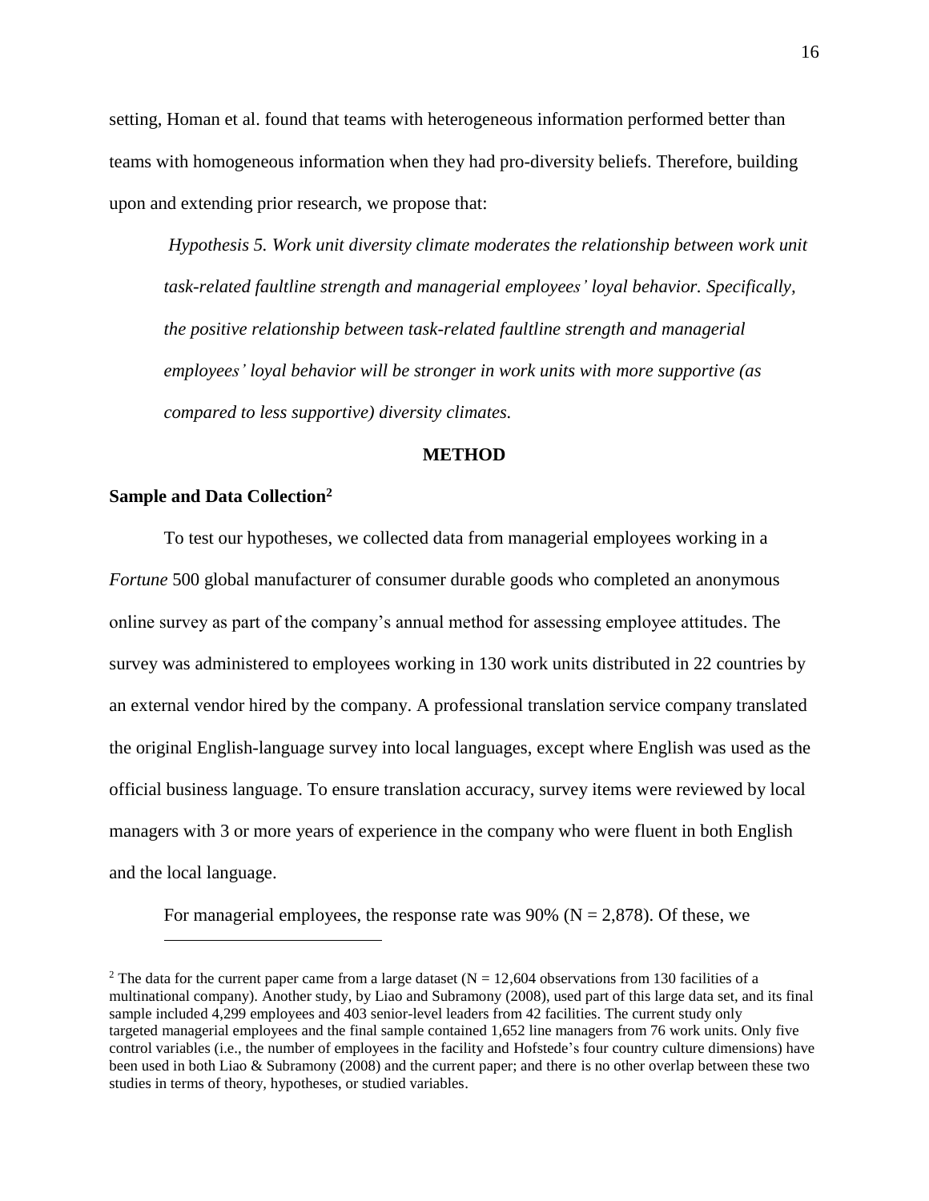setting, Homan et al. found that teams with heterogeneous information performed better than teams with homogeneous information when they had pro-diversity beliefs. Therefore, building upon and extending prior research, we propose that:

> *Hypothesis 5. Work unit diversity climate moderates the relationship between work unit task-related faultline strength and managerial employees' loyal behavior. Specifically, the positive relationship between task-related faultline strength and managerial employees' loyal behavior will be stronger in work units with more supportive (as compared to less supportive) diversity climates.*

## METHOD

### Sample and Data Collection[2]

To test our hypotheses, we collected data from managerial employees working in a *Fortune* 500 global manufacturer of consumer durable goods who completed an anonymous online survey as part of the company's annual method for assessing employee attitudes. The survey was administered to employees working in 130 work units distributed in 22 countries by an external vendor hired by the company. A professional translation service company translated the original English-language survey into local languages, except where English was used as the official business language. To ensure translation accuracy, survey items were reviewed by local managers with 3 or more years of experience in the company who were fluent in both English and the local language.

For managerial employees, the response rate was 90% (N = 2,878). Of these, we

[2] The data for the current paper came from a large dataset (N = 12,604 observations from 130 facilities of a multinational company). Another study, by Liao and Subramony (2008), used part of this large data set, and its final sample included 4,299 employees and 403 senior-level leaders from 42 facilities. The current study only targeted managerial employees and the final sample contained 1,652 line managers from 76 work units. Only five control variables (i.e., the number of employees in the facility and Hofstede's four country culture dimensions) have been used in both Liao & Subramony (2008) and the current paper; and there is no other overlap between these two studies in terms of theory, hypotheses, or studied variables.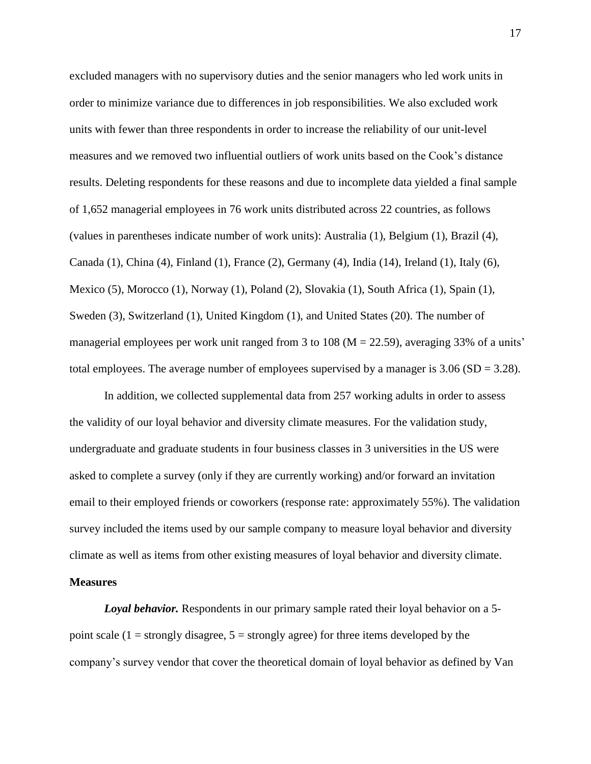excluded managers with no supervisory duties and the senior managers who led work units in order to minimize variance due to differences in job responsibilities. We also excluded work units with fewer than three respondents in order to increase the reliability of our unit-level measures and we removed two influential outliers of work units based on the Cook's distance results. Deleting respondents for these reasons and due to incomplete data yielded a final sample of 1,652 managerial employees in 76 work units distributed across 22 countries, as follows (values in parentheses indicate number of work units): Australia (1), Belgium (1), Brazil (4), Canada (1), China (4), Finland (1), France (2), Germany (4), India (14), Ireland (1), Italy (6), Mexico (5), Morocco (1), Norway (1), Poland (2), Slovakia (1), South Africa (1), Spain (1), Sweden (3), Switzerland (1), United Kingdom (1), and United States (20). The number of managerial employees per work unit ranged from 3 to 108 ($M = 22.59$), averaging 33% of a units' total employees. The average number of employees supervised by a manager is 3.06 ($SD = 3.28$).

In addition, we collected supplemental data from 257 working adults in order to assess the validity of our loyal behavior and diversity climate measures. For the validation study, undergraduate and graduate students in four business classes in 3 universities in the US were asked to complete a survey (only if they are currently working) and/or forward an invitation email to their employed friends or coworkers (response rate: approximately 55%). The validation survey included the items used by our sample company to measure loyal behavior and diversity climate as well as items from other existing measures of loyal behavior and diversity climate.

## Measures

***Loyal behavior.*** Respondents in our primary sample rated their loyal behavior on a 5-point scale (1 = strongly disagree, 5 = strongly agree) for three items developed by the company's survey vendor that cover the theoretical domain of loyal behavior as defined by Van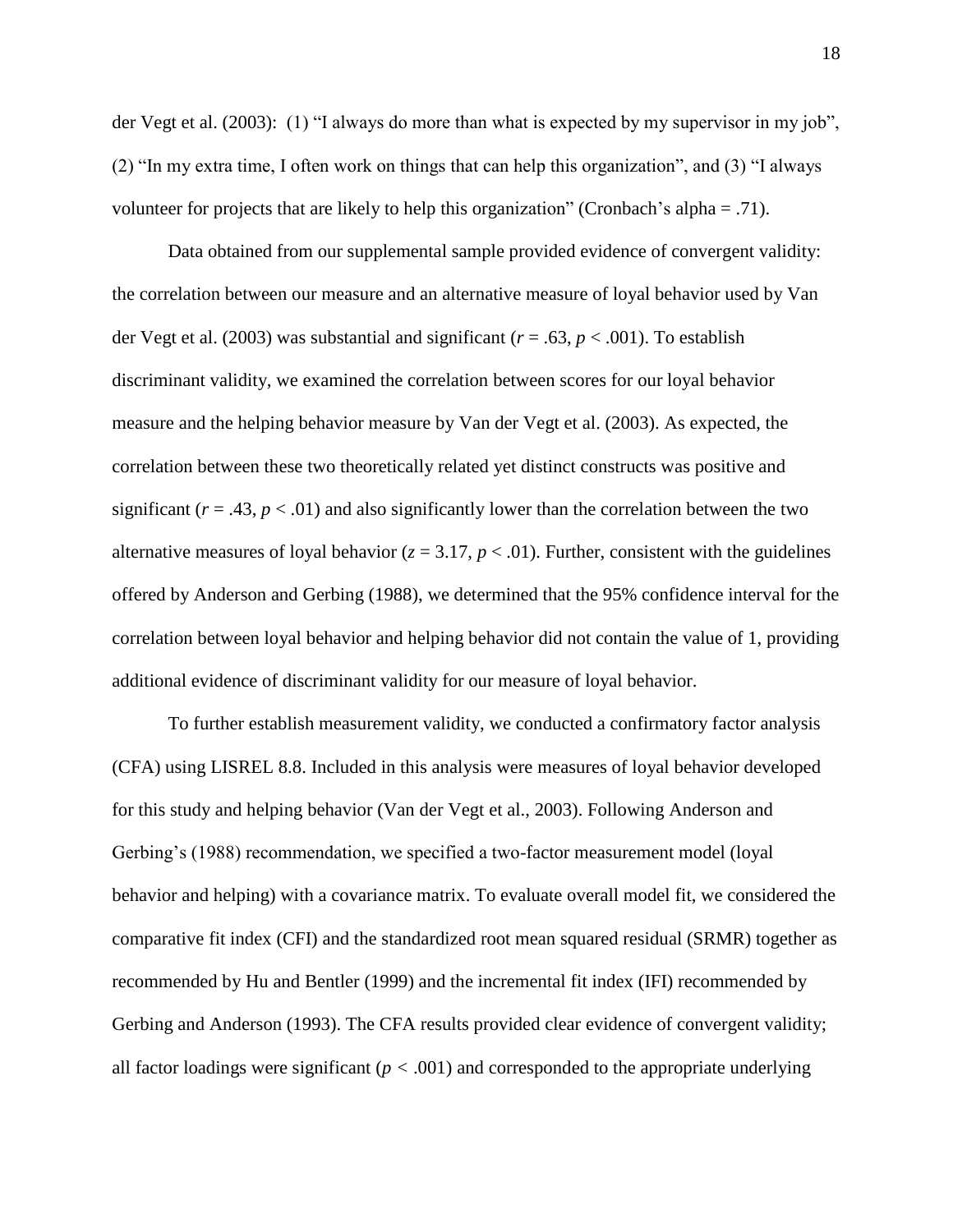der Vegt et al. (2003): (1) "I always do more than what is expected by my supervisor in my job", (2) "In my extra time, I often work on things that can help this organization", and (3) "I always volunteer for projects that are likely to help this organization" (Cronbach's alpha = .71).

Data obtained from our supplemental sample provided evidence of convergent validity: the correlation between our measure and an alternative measure of loyal behavior used by Van der Vegt et al. (2003) was substantial and significant ($r = .63$, $p < .001$). To establish discriminant validity, we examined the correlation between scores for our loyal behavior measure and the helping behavior measure by Van der Vegt et al. (2003). As expected, the correlation between these two theoretically related yet distinct constructs was positive and significant ($r = .43$, $p < .01$) and also significantly lower than the correlation between the two alternative measures of loyal behavior ($z = 3.17$, $p < .01$). Further, consistent with the guidelines offered by Anderson and Gerbing (1988), we determined that the 95% confidence interval for the correlation between loyal behavior and helping behavior did not contain the value of 1, providing additional evidence of discriminant validity for our measure of loyal behavior.

To further establish measurement validity, we conducted a confirmatory factor analysis (CFA) using LISREL 8.8. Included in this analysis were measures of loyal behavior developed for this study and helping behavior (Van der Vegt et al., 2003). Following Anderson and Gerbing's (1988) recommendation, we specified a two-factor measurement model (loyal behavior and helping) with a covariance matrix. To evaluate overall model fit, we considered the comparative fit index (CFI) and the standardized root mean squared residual (SRMR) together as recommended by Hu and Bentler (1999) and the incremental fit index (IFI) recommended by Gerbing and Anderson (1993). The CFA results provided clear evidence of convergent validity; all factor loadings were significant ($p < .001$) and corresponded to the appropriate underlying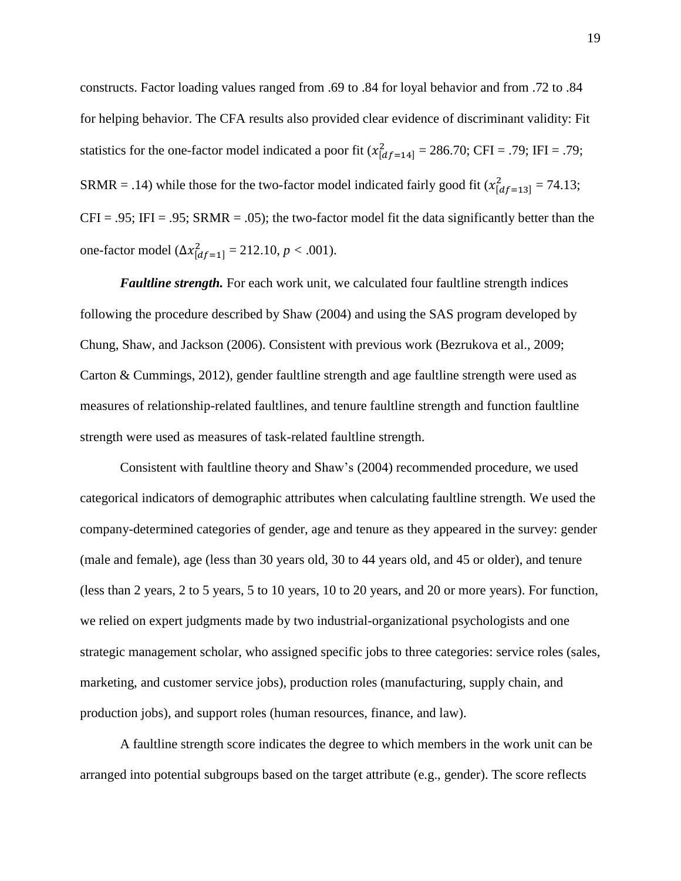constructs. Factor loading values ranged from .69 to .84 for loyal behavior and from .72 to .84 for helping behavior. The CFA results also provided clear evidence of discriminant validity: Fit statistics for the one-factor model indicated a poor fit ($x^2_{[df=14]}$ = 286.70; CFI = .79; IFI = .79; SRMR = .14) while those for the two-factor model indicated fairly good fit ($x^2_{[df=13]}$ = 74.13; CFI = .95; IFI = .95; SRMR = .05); the two-factor model fit the data significantly better than the one-factor model ($\Delta x^2_{[df=1]}$ = 212.10, $p$ < .001).

***Faultline strength.*** For each work unit, we calculated four faultline strength indices following the procedure described by Shaw (2004) and using the SAS program developed by Chung, Shaw, and Jackson (2006). Consistent with previous work (Bezrukova et al., 2009; Carton & Cummings, 2012), gender faultline strength and age faultline strength were used as measures of relationship-related faultlines, and tenure faultline strength and function faultline strength were used as measures of task-related faultline strength.

Consistent with faultline theory and Shaw's (2004) recommended procedure, we used categorical indicators of demographic attributes when calculating faultline strength. We used the company-determined categories of gender, age and tenure as they appeared in the survey: gender (male and female), age (less than 30 years old, 30 to 44 years old, and 45 or older), and tenure (less than 2 years, 2 to 5 years, 5 to 10 years, 10 to 20 years, and 20 or more years). For function, we relied on expert judgments made by two industrial-organizational psychologists and one strategic management scholar, who assigned specific jobs to three categories: service roles (sales, marketing, and customer service jobs), production roles (manufacturing, supply chain, and production jobs), and support roles (human resources, finance, and law).

A faultline strength score indicates the degree to which members in the work unit can be arranged into potential subgroups based on the target attribute (e.g., gender). The score reflects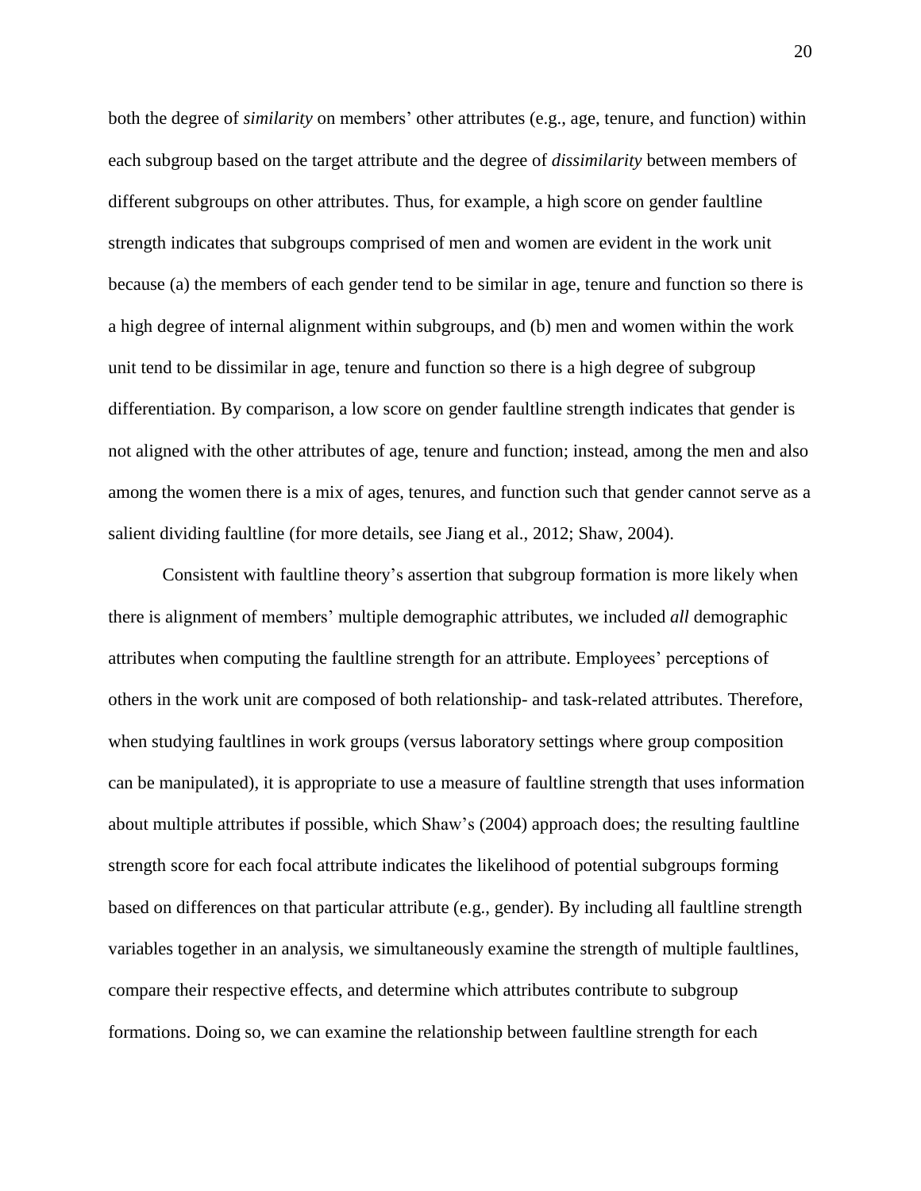both the degree of *similarity* on members' other attributes (e.g., age, tenure, and function) within each subgroup based on the target attribute and the degree of *dissimilarity* between members of different subgroups on other attributes. Thus, for example, a high score on gender faultline strength indicates that subgroups comprised of men and women are evident in the work unit because (a) the members of each gender tend to be similar in age, tenure and function so there is a high degree of internal alignment within subgroups, and (b) men and women within the work unit tend to be dissimilar in age, tenure and function so there is a high degree of subgroup differentiation. By comparison, a low score on gender faultline strength indicates that gender is not aligned with the other attributes of age, tenure and function; instead, among the men and also among the women there is a mix of ages, tenures, and function such that gender cannot serve as a salient dividing faultline (for more details, see Jiang et al., 2012; Shaw, 2004).

Consistent with faultline theory's assertion that subgroup formation is more likely when there is alignment of members' multiple demographic attributes, we included *all* demographic attributes when computing the faultline strength for an attribute. Employees' perceptions of others in the work unit are composed of both relationship- and task-related attributes. Therefore, when studying faultlines in work groups (versus laboratory settings where group composition can be manipulated), it is appropriate to use a measure of faultline strength that uses information about multiple attributes if possible, which Shaw's (2004) approach does; the resulting faultline strength score for each focal attribute indicates the likelihood of potential subgroups forming based on differences on that particular attribute (e.g., gender). By including all faultline strength variables together in an analysis, we simultaneously examine the strength of multiple faultlines, compare their respective effects, and determine which attributes contribute to subgroup formations. Doing so, we can examine the relationship between faultline strength for each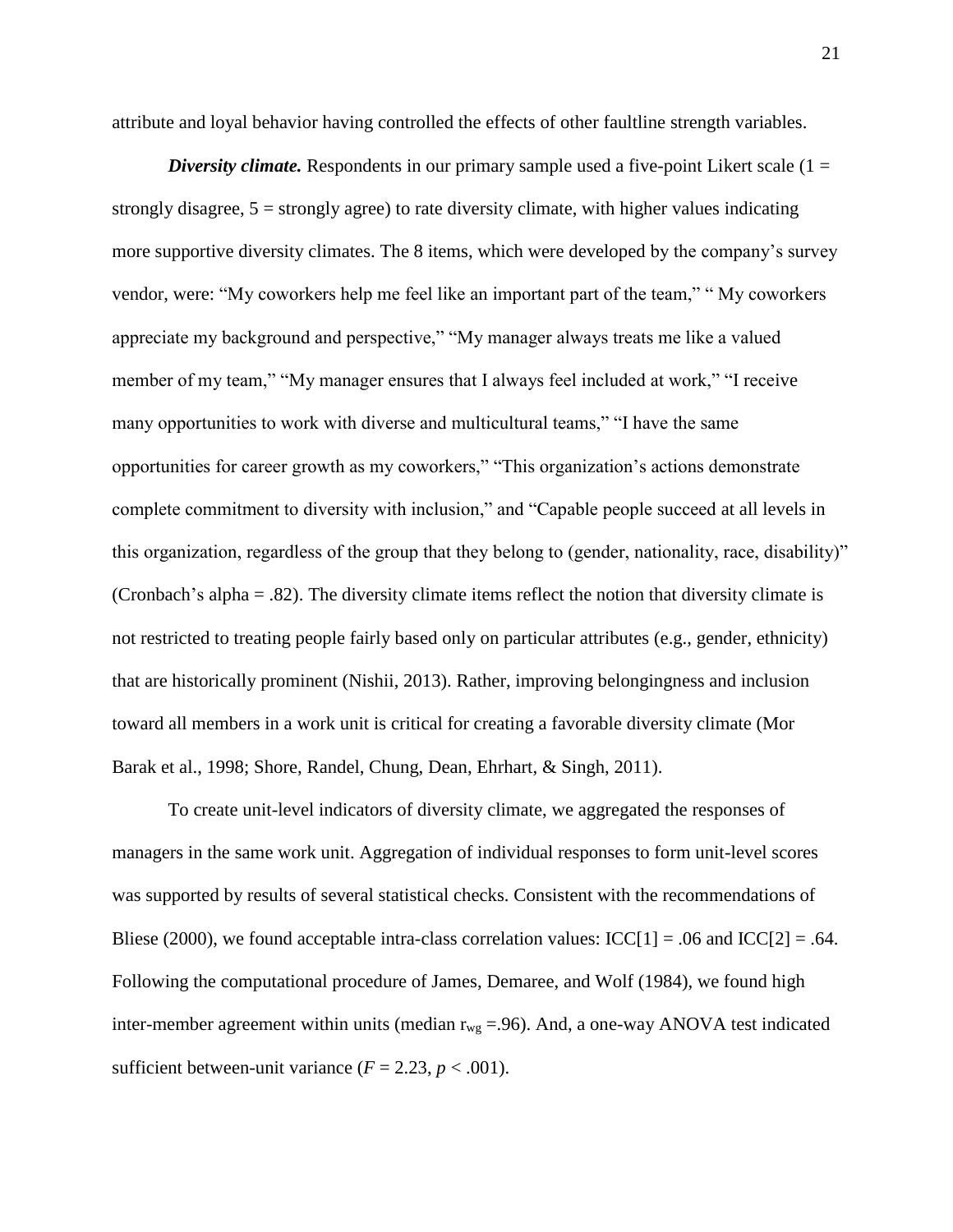attribute and loyal behavior having controlled the effects of other faultline strength variables.

***Diversity climate.*** Respondents in our primary sample used a five-point Likert scale (1 = strongly disagree, 5 = strongly agree) to rate diversity climate, with higher values indicating more supportive diversity climates. The 8 items, which were developed by the company's survey vendor, were: "My coworkers help me feel like an important part of the team," " My coworkers appreciate my background and perspective," "My manager always treats me like a valued member of my team," "My manager ensures that I always feel included at work," "I receive many opportunities to work with diverse and multicultural teams," "I have the same opportunities for career growth as my coworkers," "This organization's actions demonstrate complete commitment to diversity with inclusion," and "Capable people succeed at all levels in this organization, regardless of the group that they belong to (gender, nationality, race, disability)" (Cronbach's alpha = .82). The diversity climate items reflect the notion that diversity climate is not restricted to treating people fairly based only on particular attributes (e.g., gender, ethnicity) that are historically prominent (Nishii, 2013). Rather, improving belongingness and inclusion toward all members in a work unit is critical for creating a favorable diversity climate (Mor Barak et al., 1998; Shore, Randel, Chung, Dean, Ehrhart, & Singh, 2011).

To create unit-level indicators of diversity climate, we aggregated the responses of managers in the same work unit. Aggregation of individual responses to form unit-level scores was supported by results of several statistical checks. Consistent with the recommendations of Bliese (2000), we found acceptable intra-class correlation values: ICC[1] = .06 and ICC[2] = .64. Following the computational procedure of James, Demaree, and Wolf (1984), we found high inter-member agreement within units (median $r_{wg}$ =.96). And, a one-way ANOVA test indicated sufficient between-unit variance ($F = 2.23$, $p < .001$).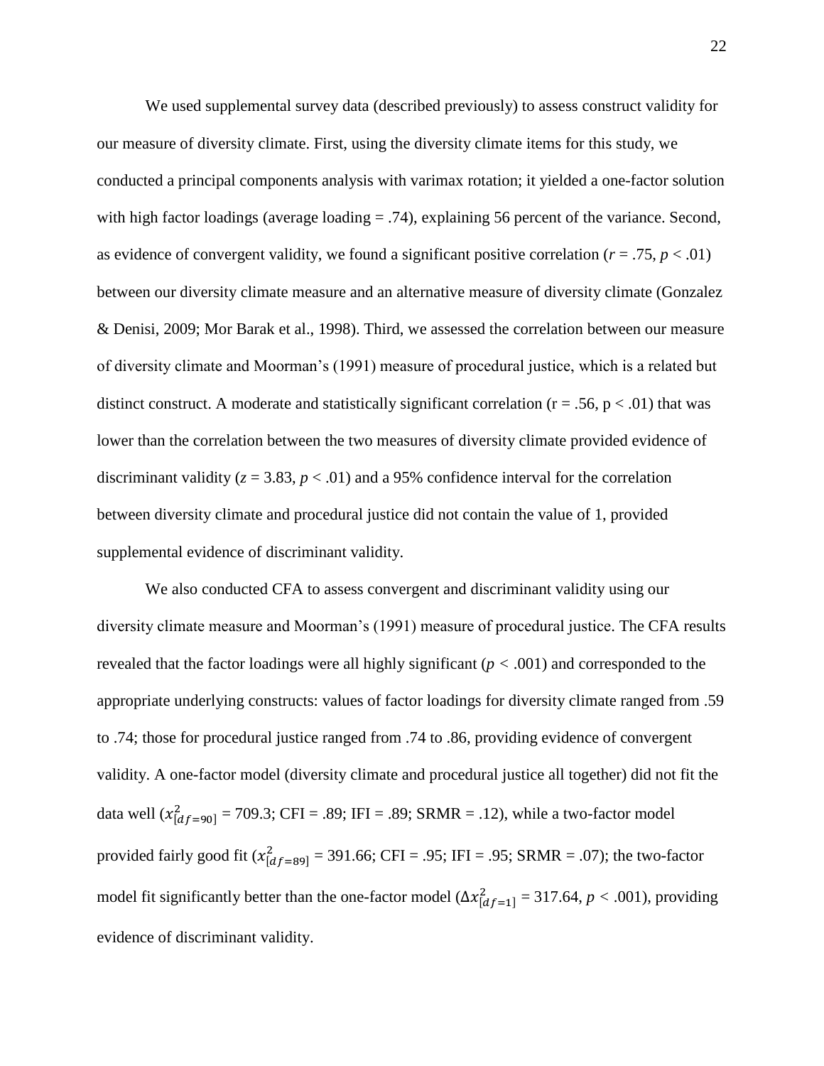We used supplemental survey data (described previously) to assess construct validity for our measure of diversity climate. First, using the diversity climate items for this study, we conducted a principal components analysis with varimax rotation; it yielded a one-factor solution with high factor loadings (average loading = .74), explaining 56 percent of the variance. Second, as evidence of convergent validity, we found a significant positive correlation ($r = .75$, $p < .01$) between our diversity climate measure and an alternative measure of diversity climate (Gonzalez & Denisi, 2009; Mor Barak et al., 1998). Third, we assessed the correlation between our measure of diversity climate and Moorman's (1991) measure of procedural justice, which is a related but distinct construct. A moderate and statistically significant correlation ($r = .56$, $p < .01$) that was lower than the correlation between the two measures of diversity climate provided evidence of discriminant validity ($z = 3.83$, $p < .01$) and a 95% confidence interval for the correlation between diversity climate and procedural justice did not contain the value of 1, provided supplemental evidence of discriminant validity.

We also conducted CFA to assess convergent and discriminant validity using our diversity climate measure and Moorman's (1991) measure of procedural justice. The CFA results revealed that the factor loadings were all highly significant ($p < .001$) and corresponded to the appropriate underlying constructs: values of factor loadings for diversity climate ranged from .59 to .74; those for procedural justice ranged from .74 to .86, providing evidence of convergent validity. A one-factor model (diversity climate and procedural justice all together) did not fit the data well ($x^2_{[df=90]}$ = 709.3; CFI = .89; IFI = .89; SRMR = .12), while a two-factor model provided fairly good fit ($x^2_{[df=89]}$ = 391.66; CFI = .95; IFI = .95; SRMR = .07); the two-factor model fit significantly better than the one-factor model ($\Delta x^2_{[df=1]}$ = 317.64, $p < .001$), providing evidence of discriminant validity.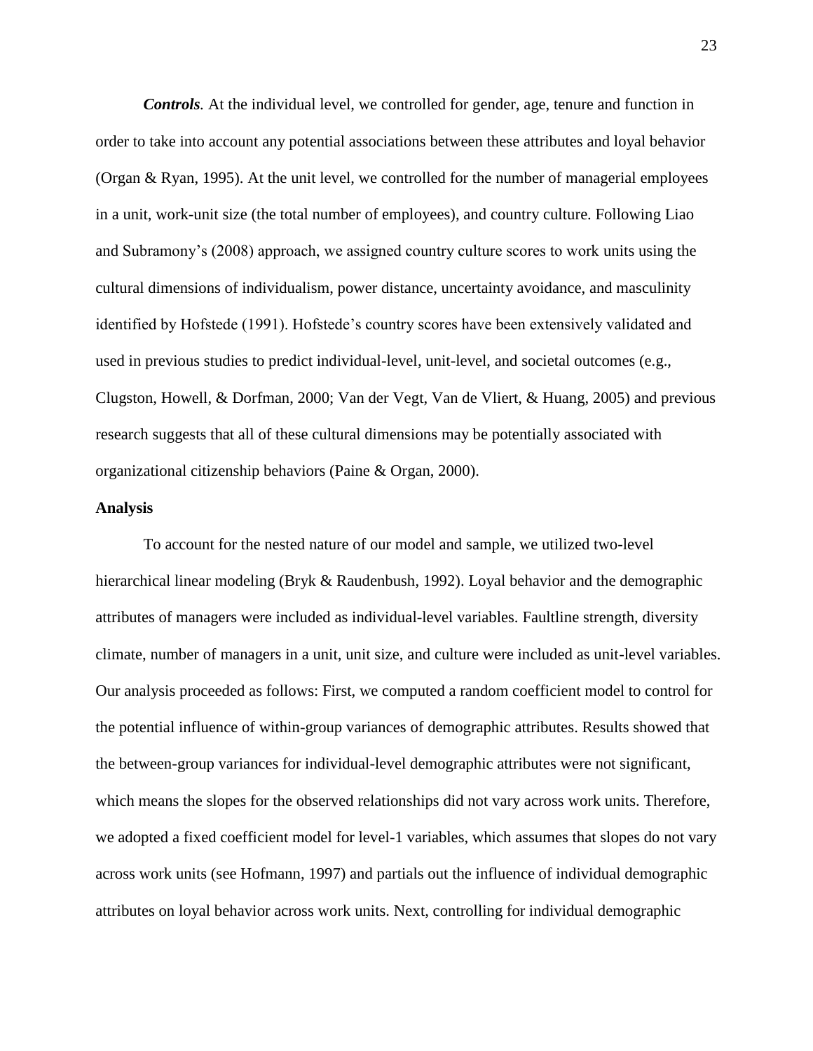***Controls.*** At the individual level, we controlled for gender, age, tenure and function in order to take into account any potential associations between these attributes and loyal behavior (Organ & Ryan, 1995). At the unit level, we controlled for the number of managerial employees in a unit, work-unit size (the total number of employees), and country culture. Following Liao and Subramony's (2008) approach, we assigned country culture scores to work units using the cultural dimensions of individualism, power distance, uncertainty avoidance, and masculinity identified by Hofstede (1991). Hofstede's country scores have been extensively validated and used in previous studies to predict individual-level, unit-level, and societal outcomes (e.g., Clugston, Howell, & Dorfman, 2000; Van der Vegt, Van de Vliert, & Huang, 2005) and previous research suggests that all of these cultural dimensions may be potentially associated with organizational citizenship behaviors (Paine & Organ, 2000).

## Analysis

To account for the nested nature of our model and sample, we utilized two-level hierarchical linear modeling (Bryk & Raudenbush, 1992). Loyal behavior and the demographic attributes of managers were included as individual-level variables. Faultline strength, diversity climate, number of managers in a unit, unit size, and culture were included as unit-level variables. Our analysis proceeded as follows: First, we computed a random coefficient model to control for the potential influence of within-group variances of demographic attributes. Results showed that the between-group variances for individual-level demographic attributes were not significant, which means the slopes for the observed relationships did not vary across work units. Therefore, we adopted a fixed coefficient model for level-1 variables, which assumes that slopes do not vary across work units (see Hofmann, 1997) and partials out the influence of individual demographic attributes on loyal behavior across work units. Next, controlling for individual demographic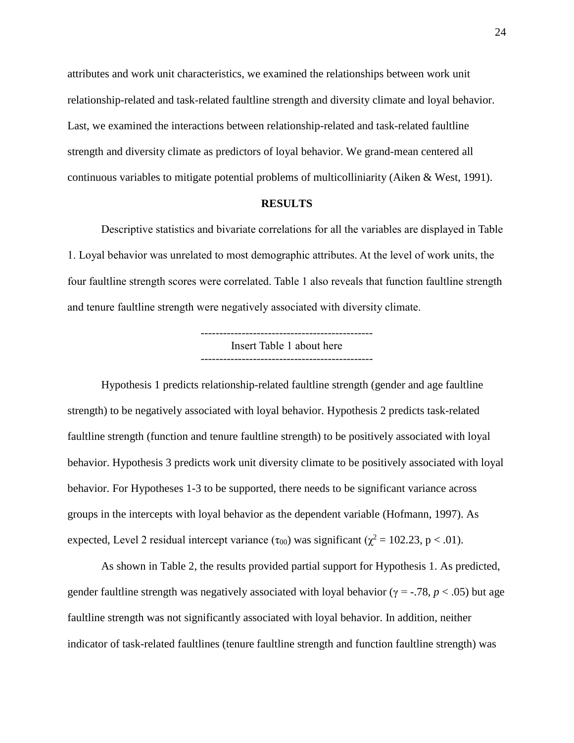attributes and work unit characteristics, we examined the relationships between work unit relationship-related and task-related faultline strength and diversity climate and loyal behavior. Last, we examined the interactions between relationship-related and task-related faultline strength and diversity climate as predictors of loyal behavior. We grand-mean centered all continuous variables to mitigate potential problems of multicolliniarity (Aiken & West, 1991).

## RESULTS

Descriptive statistics and bivariate correlations for all the variables are displayed in Table 1. Loyal behavior was unrelated to most demographic attributes. At the level of work units, the four faultline strength scores were correlated. Table 1 also reveals that function faultline strength and tenure faultline strength were negatively associated with diversity climate.

----------------------------------------------
Insert Table 1 about here
----------------------------------------------

Hypothesis 1 predicts relationship-related faultline strength (gender and age faultline strength) to be negatively associated with loyal behavior. Hypothesis 2 predicts task-related faultline strength (function and tenure faultline strength) to be positively associated with loyal behavior. Hypothesis 3 predicts work unit diversity climate to be positively associated with loyal behavior. For Hypotheses 1-3 to be supported, there needs to be significant variance across groups in the intercepts with loyal behavior as the dependent variable (Hofmann, 1997). As expected, Level 2 residual intercept variance ($\tau_{00}$) was significant ($\chi^2 = 102.23$, $p < .01$).

As shown in Table 2, the results provided partial support for Hypothesis 1. As predicted, gender faultline strength was negatively associated with loyal behavior ($\gamma = -.78$, $p < .05$) but age faultline strength was not significantly associated with loyal behavior. In addition, neither indicator of task-related faultlines (tenure faultline strength and function faultline strength) was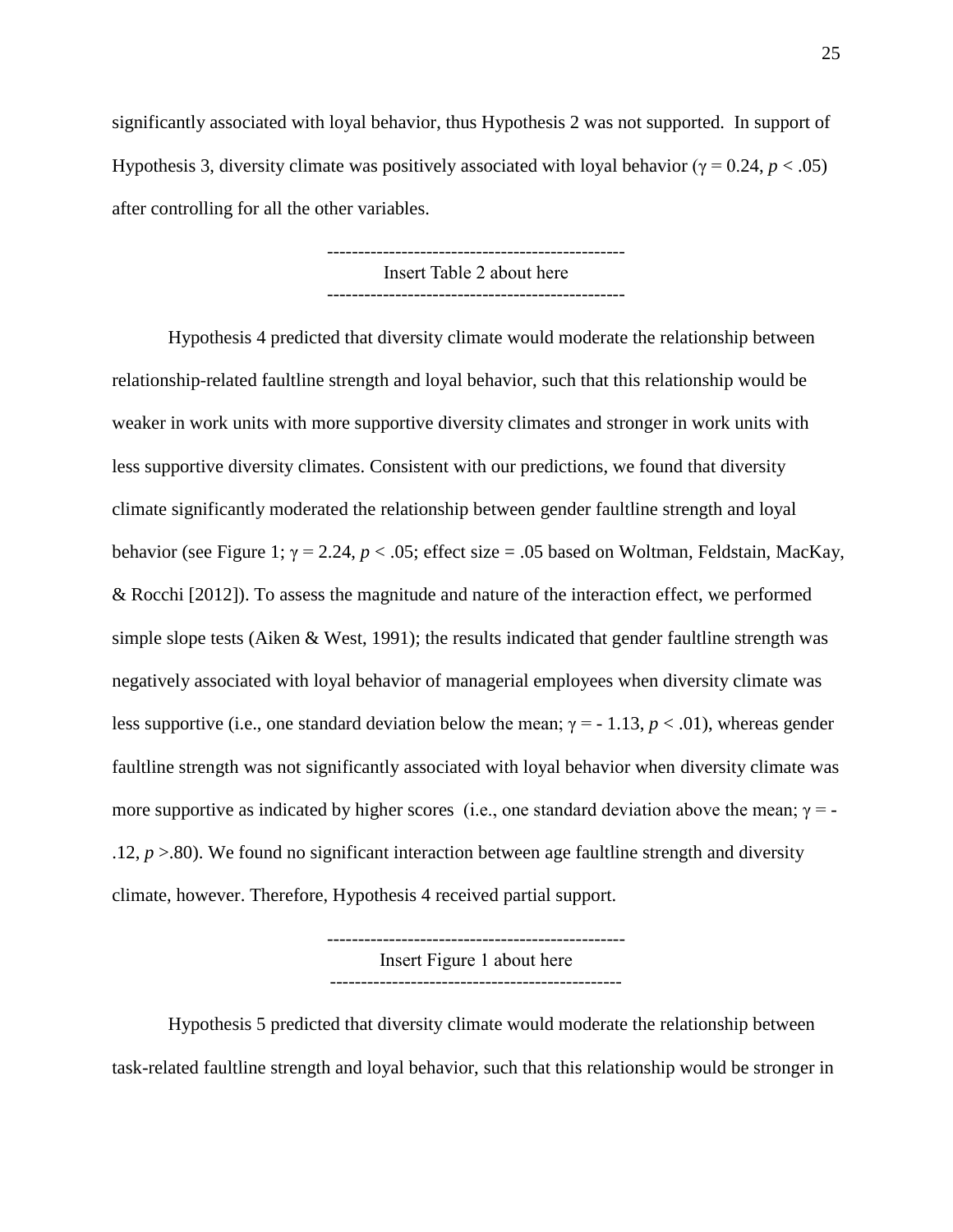significantly associated with loyal behavior, thus Hypothesis 2 was not supported. In support of Hypothesis 3, diversity climate was positively associated with loyal behavior ($\gamma = 0.24$, $p < .05$) after controlling for all the other variables.

------------------------------------------------
Insert Table 2 about here
------------------------------------------------

Hypothesis 4 predicted that diversity climate would moderate the relationship between relationship-related faultline strength and loyal behavior, such that this relationship would be weaker in work units with more supportive diversity climates and stronger in work units with less supportive diversity climates. Consistent with our predictions, we found that diversity climate significantly moderated the relationship between gender faultline strength and loyal behavior (see Figure 1; $\gamma = 2.24$, $p < .05$; effect size = .05 based on Woltman, Feldstain, MacKay, & Rocchi [2012]). To assess the magnitude and nature of the interaction effect, we performed simple slope tests (Aiken & West, 1991); the results indicated that gender faultline strength was negatively associated with loyal behavior of managerial employees when diversity climate was less supportive (i.e., one standard deviation below the mean; $\gamma = -1.13$, $p < .01$), whereas gender faultline strength was not significantly associated with loyal behavior when diversity climate was more supportive as indicated by higher scores (i.e., one standard deviation above the mean; $\gamma = -.12$, $p > .80$). We found no significant interaction between age faultline strength and diversity climate, however. Therefore, Hypothesis 4 received partial support.

------------------------------------------------
Insert Figure 1 about here
------------------------------------------------

Hypothesis 5 predicted that diversity climate would moderate the relationship between task-related faultline strength and loyal behavior, such that this relationship would be stronger in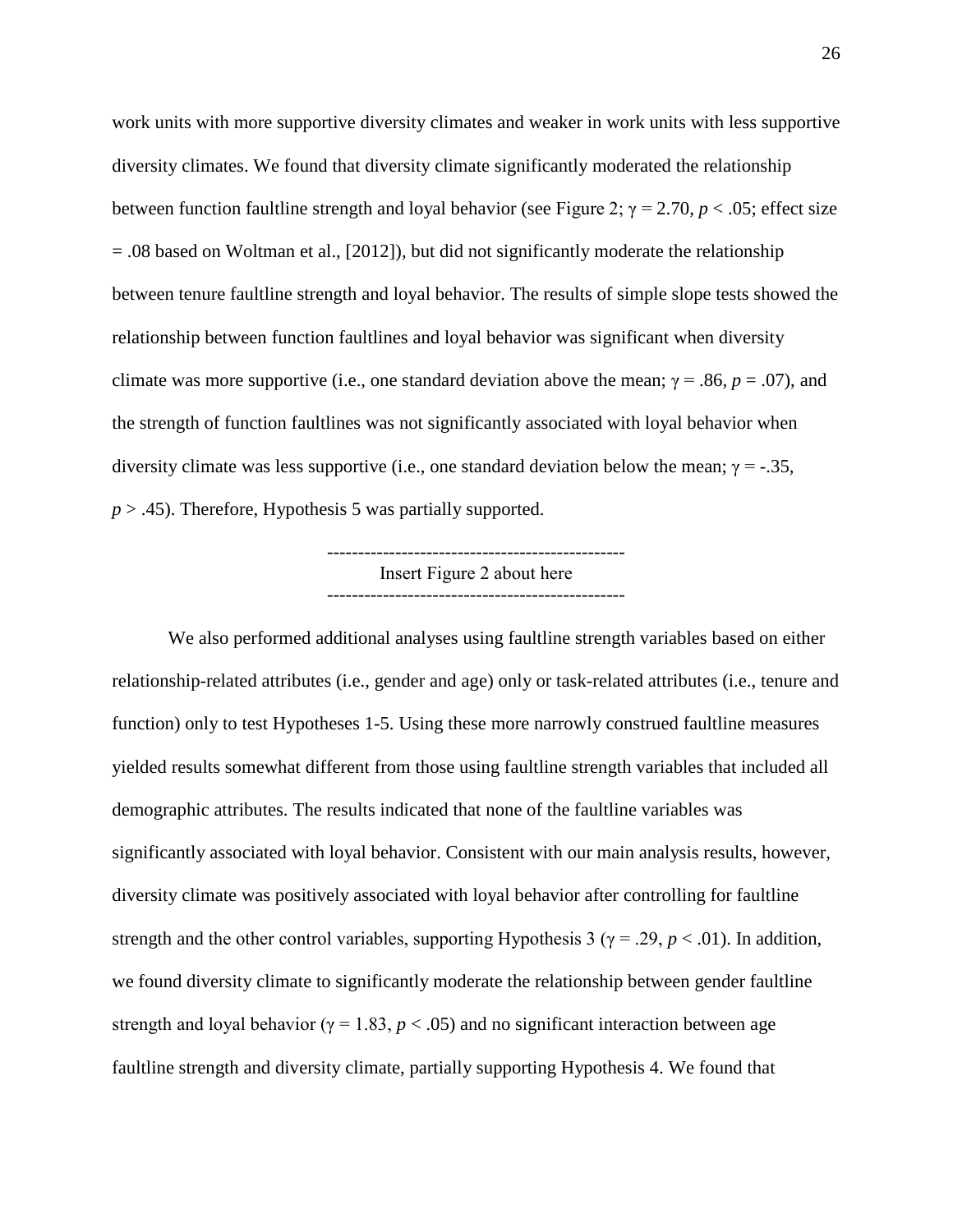work units with more supportive diversity climates and weaker in work units with less supportive diversity climates. We found that diversity climate significantly moderated the relationship between function faultline strength and loyal behavior (see Figure 2; $\gamma = 2.70$, $p < .05$; effect size = .08 based on Woltman et al., [2012]), but did not significantly moderate the relationship between tenure faultline strength and loyal behavior. The results of simple slope tests showed the relationship between function faultlines and loyal behavior was significant when diversity climate was more supportive (i.e., one standard deviation above the mean; $\gamma = .86$, $p = .07$), and the strength of function faultlines was not significantly associated with loyal behavior when diversity climate was less supportive (i.e., one standard deviation below the mean; $\gamma = -.35$, $p > .45$). Therefore, Hypothesis 5 was partially supported.

------------------------------------------------
Insert Figure 2 about here
------------------------------------------------

We also performed additional analyses using faultline strength variables based on either relationship-related attributes (i.e., gender and age) only or task-related attributes (i.e., tenure and function) only to test Hypotheses 1-5. Using these more narrowly construed faultline measures yielded results somewhat different from those using faultline strength variables that included all demographic attributes. The results indicated that none of the faultline variables was significantly associated with loyal behavior. Consistent with our main analysis results, however, diversity climate was positively associated with loyal behavior after controlling for faultline strength and the other control variables, supporting Hypothesis 3 ($\gamma = .29$, $p < .01$). In addition, we found diversity climate to significantly moderate the relationship between gender faultline strength and loyal behavior ($\gamma = 1.83$, $p < .05$) and no significant interaction between age faultline strength and diversity climate, partially supporting Hypothesis 4. We found that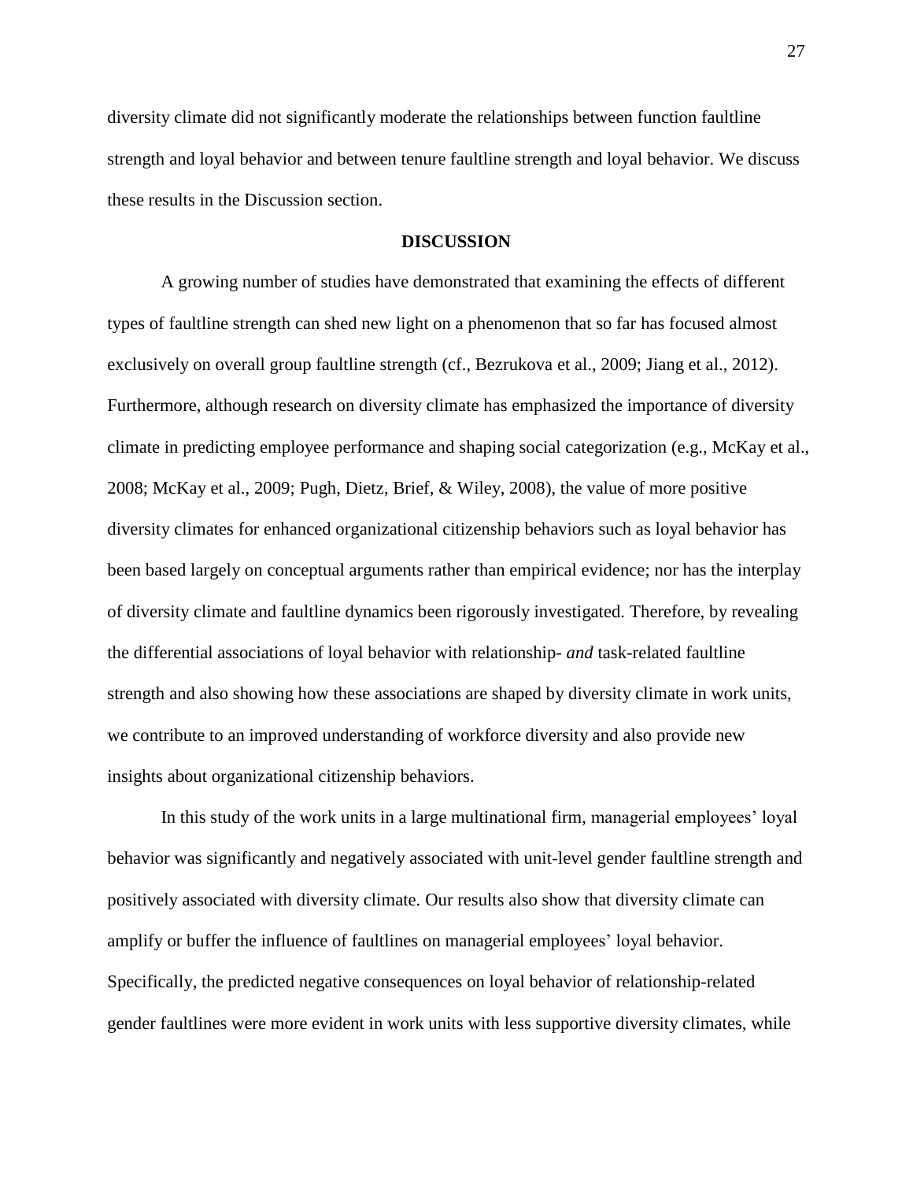diversity climate did not significantly moderate the relationships between function faultline strength and loyal behavior and between tenure faultline strength and loyal behavior. We discuss these results in the Discussion section.

## DISCUSSION

A growing number of studies have demonstrated that examining the effects of different types of faultline strength can shed new light on a phenomenon that so far has focused almost exclusively on overall group faultline strength (cf., Bezrukova et al., 2009; Jiang et al., 2012). Furthermore, although research on diversity climate has emphasized the importance of diversity climate in predicting employee performance and shaping social categorization (e.g., McKay et al., 2008; McKay et al., 2009; Pugh, Dietz, Brief, & Wiley, 2008), the value of more positive diversity climates for enhanced organizational citizenship behaviors such as loyal behavior has been based largely on conceptual arguments rather than empirical evidence; nor has the interplay of diversity climate and faultline dynamics been rigorously investigated. Therefore, by revealing the differential associations of loyal behavior with relationship- *and* task-related faultline strength and also showing how these associations are shaped by diversity climate in work units, we contribute to an improved understanding of workforce diversity and also provide new insights about organizational citizenship behaviors.

In this study of the work units in a large multinational firm, managerial employees' loyal behavior was significantly and negatively associated with unit-level gender faultline strength and positively associated with diversity climate. Our results also show that diversity climate can amplify or buffer the influence of faultlines on managerial employees' loyal behavior. Specifically, the predicted negative consequences on loyal behavior of relationship-related gender faultlines were more evident in work units with less supportive diversity climates, while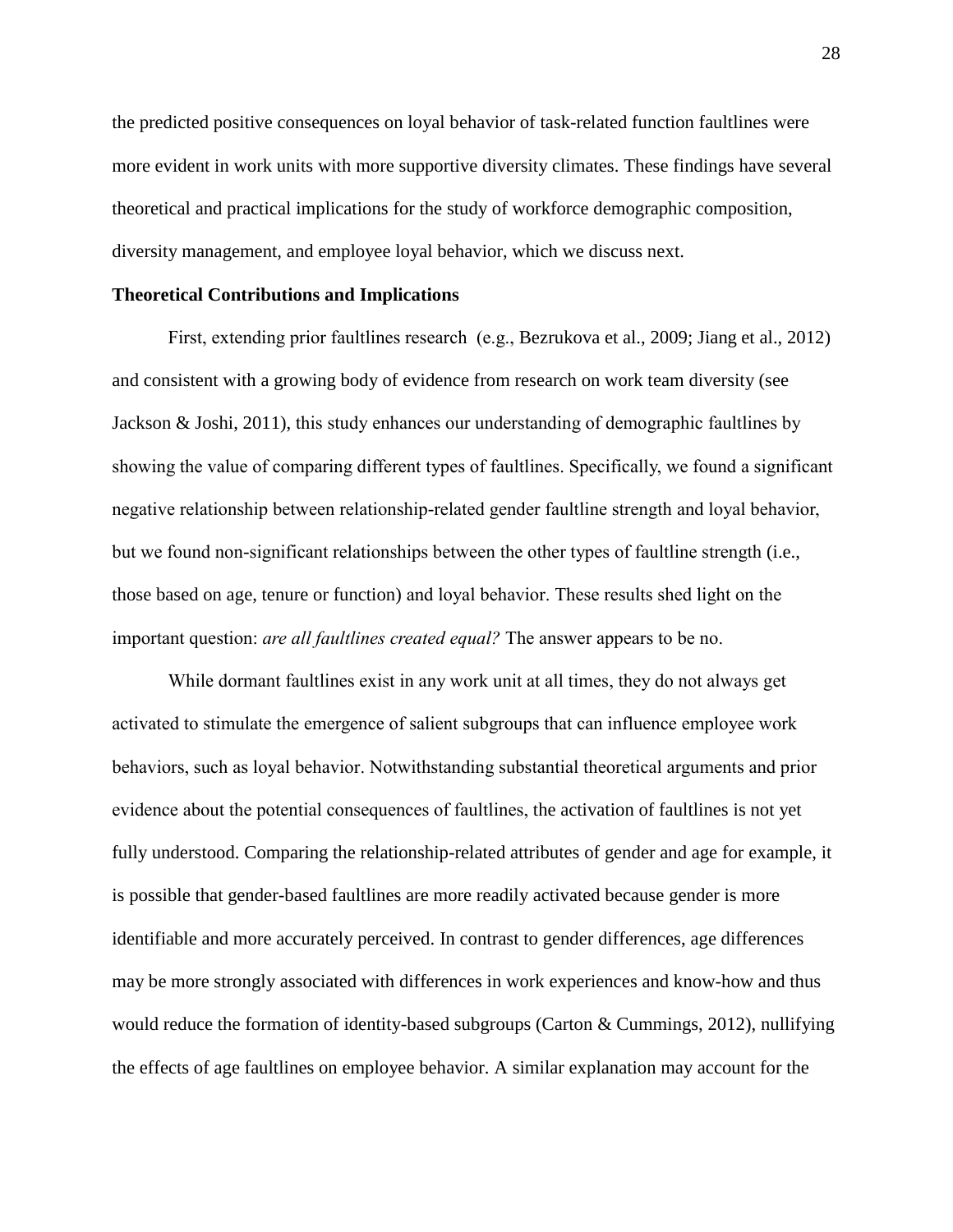the predicted positive consequences on loyal behavior of task-related function faultlines were more evident in work units with more supportive diversity climates. These findings have several theoretical and practical implications for the study of workforce demographic composition, diversity management, and employee loyal behavior, which we discuss next.

**Theoretical Contributions and Implications**

First, extending prior faultlines research (e.g., Bezrukova et al., 2009; Jiang et al., 2012) and consistent with a growing body of evidence from research on work team diversity (see Jackson & Joshi, 2011), this study enhances our understanding of demographic faultlines by showing the value of comparing different types of faultlines. Specifically, we found a significant negative relationship between relationship-related gender faultline strength and loyal behavior, but we found non-significant relationships between the other types of faultline strength (i.e., those based on age, tenure or function) and loyal behavior. These results shed light on the important question: *are all faultlines created equal?* The answer appears to be no.

While dormant faultlines exist in any work unit at all times, they do not always get activated to stimulate the emergence of salient subgroups that can influence employee work behaviors, such as loyal behavior. Notwithstanding substantial theoretical arguments and prior evidence about the potential consequences of faultlines, the activation of faultlines is not yet fully understood. Comparing the relationship-related attributes of gender and age for example, it is possible that gender-based faultlines are more readily activated because gender is more identifiable and more accurately perceived. In contrast to gender differences, age differences may be more strongly associated with differences in work experiences and know-how and thus would reduce the formation of identity-based subgroups (Carton & Cummings, 2012), nullifying the effects of age faultlines on employee behavior. A similar explanation may account for the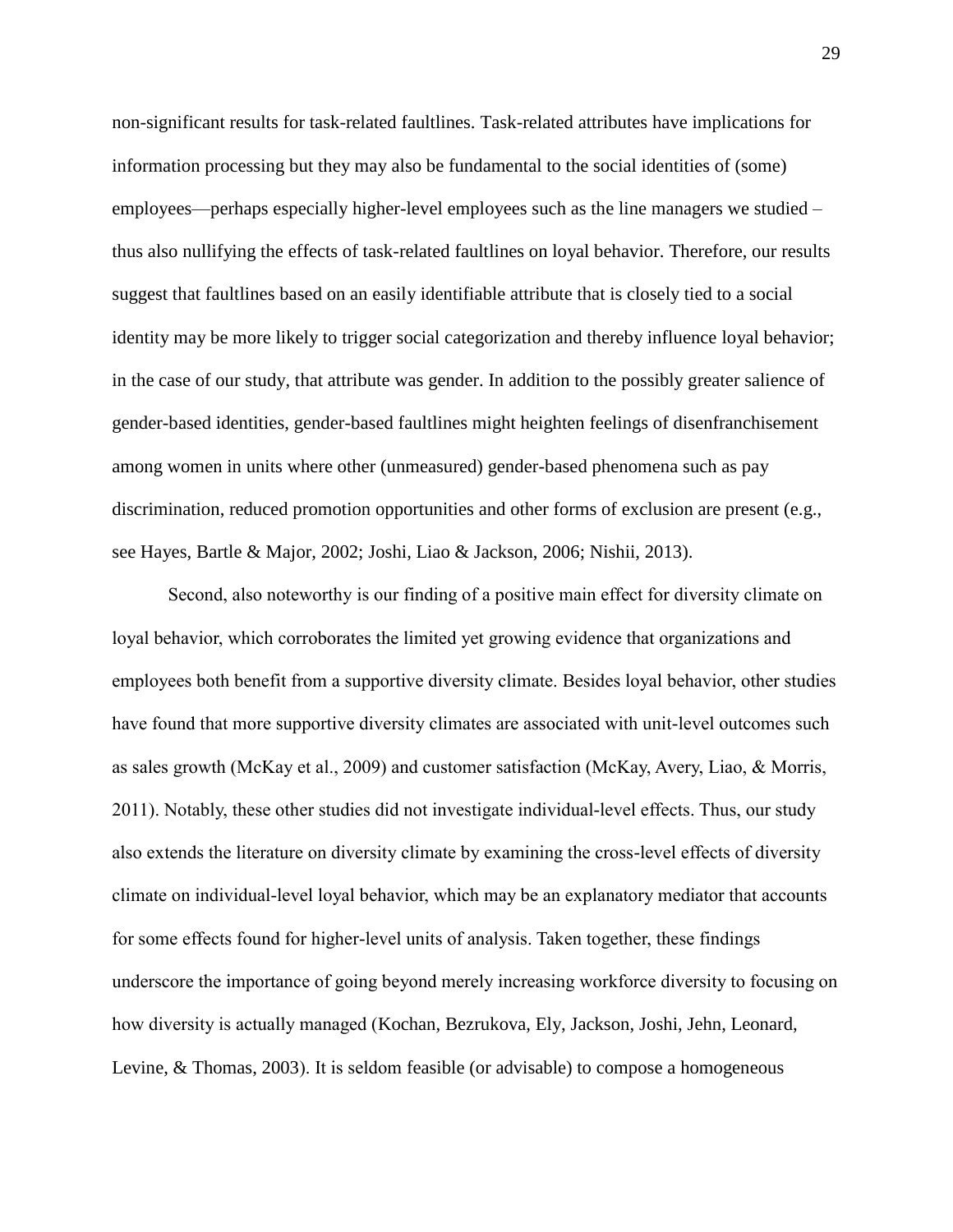non-significant results for task-related faultlines. Task-related attributes have implications for information processing but they may also be fundamental to the social identities of (some) employees—perhaps especially higher-level employees such as the line managers we studied – thus also nullifying the effects of task-related faultlines on loyal behavior. Therefore, our results suggest that faultlines based on an easily identifiable attribute that is closely tied to a social identity may be more likely to trigger social categorization and thereby influence loyal behavior; in the case of our study, that attribute was gender. In addition to the possibly greater salience of gender-based identities, gender-based faultlines might heighten feelings of disenfranchisement among women in units where other (unmeasured) gender-based phenomena such as pay discrimination, reduced promotion opportunities and other forms of exclusion are present (e.g., see Hayes, Bartle & Major, 2002; Joshi, Liao & Jackson, 2006; Nishii, 2013).

Second, also noteworthy is our finding of a positive main effect for diversity climate on loyal behavior, which corroborates the limited yet growing evidence that organizations and employees both benefit from a supportive diversity climate. Besides loyal behavior, other studies have found that more supportive diversity climates are associated with unit-level outcomes such as sales growth (McKay et al., 2009) and customer satisfaction (McKay, Avery, Liao, & Morris, 2011). Notably, these other studies did not investigate individual-level effects. Thus, our study also extends the literature on diversity climate by examining the cross-level effects of diversity climate on individual-level loyal behavior, which may be an explanatory mediator that accounts for some effects found for higher-level units of analysis. Taken together, these findings underscore the importance of going beyond merely increasing workforce diversity to focusing on how diversity is actually managed (Kochan, Bezrukova, Ely, Jackson, Joshi, Jehn, Leonard, Levine, & Thomas, 2003). It is seldom feasible (or advisable) to compose a homogeneous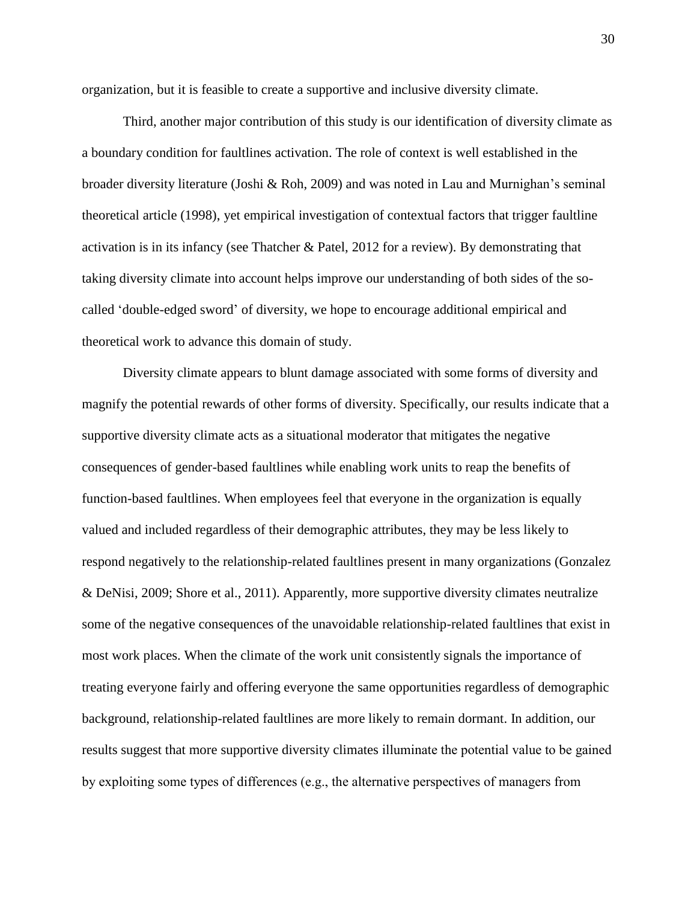organization, but it is feasible to create a supportive and inclusive diversity climate.

Third, another major contribution of this study is our identification of diversity climate as a boundary condition for faultlines activation. The role of context is well established in the broader diversity literature (Joshi & Roh, 2009) and was noted in Lau and Murnighan's seminal theoretical article (1998), yet empirical investigation of contextual factors that trigger faultline activation is in its infancy (see Thatcher & Patel, 2012 for a review). By demonstrating that taking diversity climate into account helps improve our understanding of both sides of the so-called 'double-edged sword' of diversity, we hope to encourage additional empirical and theoretical work to advance this domain of study.

Diversity climate appears to blunt damage associated with some forms of diversity and magnify the potential rewards of other forms of diversity. Specifically, our results indicate that a supportive diversity climate acts as a situational moderator that mitigates the negative consequences of gender-based faultlines while enabling work units to reap the benefits of function-based faultlines. When employees feel that everyone in the organization is equally valued and included regardless of their demographic attributes, they may be less likely to respond negatively to the relationship-related faultlines present in many organizations (Gonzalez & DeNisi, 2009; Shore et al., 2011). Apparently, more supportive diversity climates neutralize some of the negative consequences of the unavoidable relationship-related faultlines that exist in most work places. When the climate of the work unit consistently signals the importance of treating everyone fairly and offering everyone the same opportunities regardless of demographic background, relationship-related faultlines are more likely to remain dormant. In addition, our results suggest that more supportive diversity climates illuminate the potential value to be gained by exploiting some types of differences (e.g., the alternative perspectives of managers from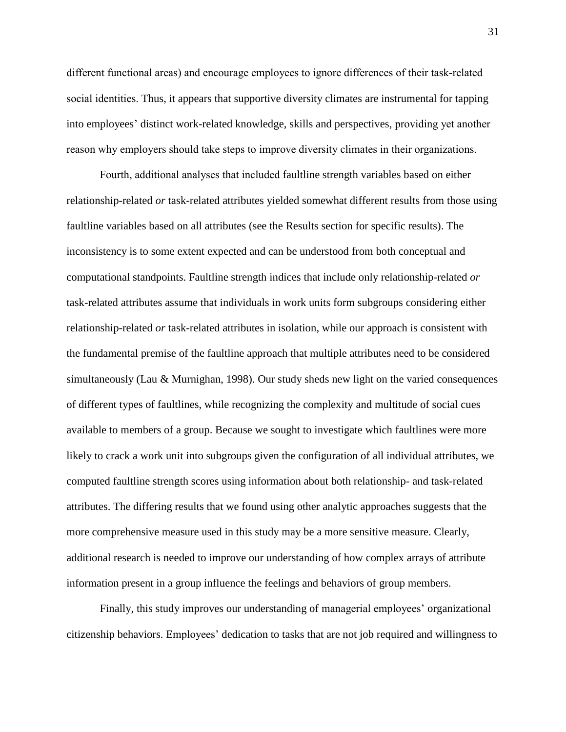different functional areas) and encourage employees to ignore differences of their task-related social identities. Thus, it appears that supportive diversity climates are instrumental for tapping into employees' distinct work-related knowledge, skills and perspectives, providing yet another reason why employers should take steps to improve diversity climates in their organizations.

Fourth, additional analyses that included faultline strength variables based on either relationship-related *or* task-related attributes yielded somewhat different results from those using faultline variables based on all attributes (see the Results section for specific results). The inconsistency is to some extent expected and can be understood from both conceptual and computational standpoints. Faultline strength indices that include only relationship-related *or* task-related attributes assume that individuals in work units form subgroups considering either relationship-related *or* task-related attributes in isolation, while our approach is consistent with the fundamental premise of the faultline approach that multiple attributes need to be considered simultaneously (Lau & Murnighan, 1998). Our study sheds new light on the varied consequences of different types of faultlines, while recognizing the complexity and multitude of social cues available to members of a group. Because we sought to investigate which faultlines were more likely to crack a work unit into subgroups given the configuration of all individual attributes, we computed faultline strength scores using information about both relationship- and task-related attributes. The differing results that we found using other analytic approaches suggests that the more comprehensive measure used in this study may be a more sensitive measure. Clearly, additional research is needed to improve our understanding of how complex arrays of attribute information present in a group influence the feelings and behaviors of group members.

Finally, this study improves our understanding of managerial employees' organizational citizenship behaviors. Employees' dedication to tasks that are not job required and willingness to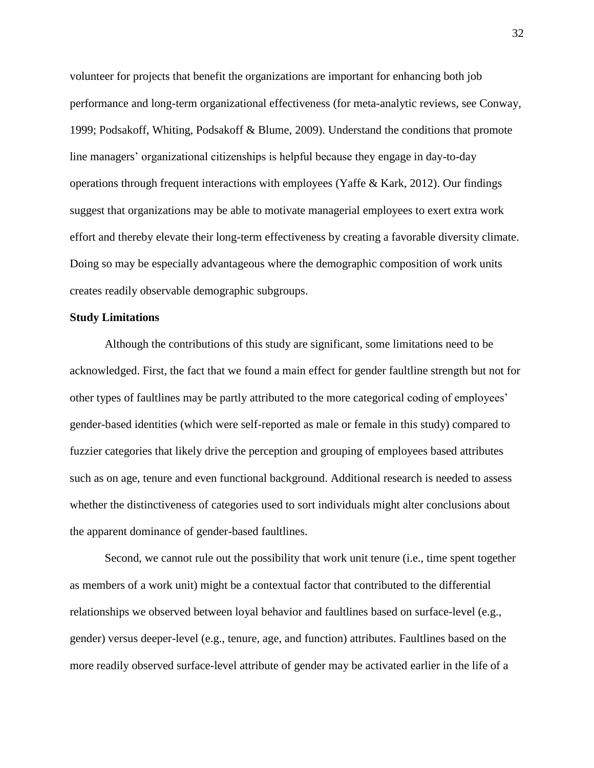volunteer for projects that benefit the organizations are important for enhancing both job performance and long-term organizational effectiveness (for meta-analytic reviews, see Conway, 1999; Podsakoff, Whiting, Podsakoff & Blume, 2009). Understand the conditions that promote line managers' organizational citizenships is helpful because they engage in day-to-day operations through frequent interactions with employees (Yaffe & Kark, 2012). Our findings suggest that organizations may be able to motivate managerial employees to exert extra work effort and thereby elevate their long-term effectiveness by creating a favorable diversity climate. Doing so may be especially advantageous where the demographic composition of work units creates readily observable demographic subgroups.

**Study Limitations**

Although the contributions of this study are significant, some limitations need to be acknowledged. First, the fact that we found a main effect for gender faultline strength but not for other types of faultlines may be partly attributed to the more categorical coding of employees' gender-based identities (which were self-reported as male or female in this study) compared to fuzzier categories that likely drive the perception and grouping of employees based attributes such as on age, tenure and even functional background. Additional research is needed to assess whether the distinctiveness of categories used to sort individuals might alter conclusions about the apparent dominance of gender-based faultlines.

Second, we cannot rule out the possibility that work unit tenure (i.e., time spent together as members of a work unit) might be a contextual factor that contributed to the differential relationships we observed between loyal behavior and faultlines based on surface-level (e.g., gender) versus deeper-level (e.g., tenure, age, and function) attributes. Faultlines based on the more readily observed surface-level attribute of gender may be activated earlier in the life of a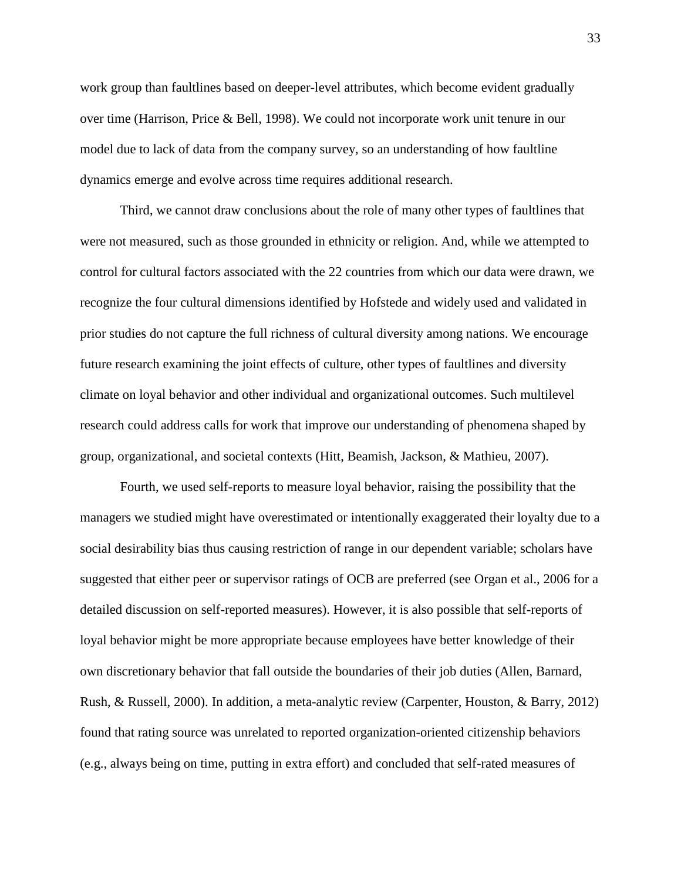work group than faultlines based on deeper-level attributes, which become evident gradually over time (Harrison, Price & Bell, 1998). We could not incorporate work unit tenure in our model due to lack of data from the company survey, so an understanding of how faultline dynamics emerge and evolve across time requires additional research.

Third, we cannot draw conclusions about the role of many other types of faultlines that were not measured, such as those grounded in ethnicity or religion. And, while we attempted to control for cultural factors associated with the 22 countries from which our data were drawn, we recognize the four cultural dimensions identified by Hofstede and widely used and validated in prior studies do not capture the full richness of cultural diversity among nations. We encourage future research examining the joint effects of culture, other types of faultlines and diversity climate on loyal behavior and other individual and organizational outcomes. Such multilevel research could address calls for work that improve our understanding of phenomena shaped by group, organizational, and societal contexts (Hitt, Beamish, Jackson, & Mathieu, 2007).

Fourth, we used self-reports to measure loyal behavior, raising the possibility that the managers we studied might have overestimated or intentionally exaggerated their loyalty due to a social desirability bias thus causing restriction of range in our dependent variable; scholars have suggested that either peer or supervisor ratings of OCB are preferred (see Organ et al., 2006 for a detailed discussion on self-reported measures). However, it is also possible that self-reports of loyal behavior might be more appropriate because employees have better knowledge of their own discretionary behavior that fall outside the boundaries of their job duties (Allen, Barnard, Rush, & Russell, 2000). In addition, a meta-analytic review (Carpenter, Houston, & Barry, 2012) found that rating source was unrelated to reported organization-oriented citizenship behaviors (e.g., always being on time, putting in extra effort) and concluded that self-rated measures of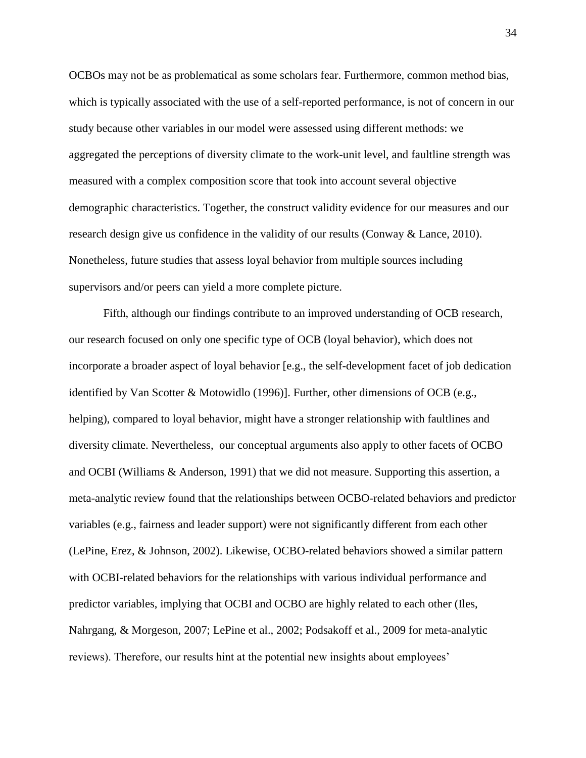OCBOs may not be as problematical as some scholars fear. Furthermore, common method bias, which is typically associated with the use of a self-reported performance, is not of concern in our study because other variables in our model were assessed using different methods: we aggregated the perceptions of diversity climate to the work-unit level, and faultline strength was measured with a complex composition score that took into account several objective demographic characteristics. Together, the construct validity evidence for our measures and our research design give us confidence in the validity of our results (Conway & Lance, 2010). Nonetheless, future studies that assess loyal behavior from multiple sources including supervisors and/or peers can yield a more complete picture.

Fifth, although our findings contribute to an improved understanding of OCB research, our research focused on only one specific type of OCB (loyal behavior), which does not incorporate a broader aspect of loyal behavior [e.g., the self-development facet of job dedication identified by Van Scotter & Motowidlo (1996)]. Further, other dimensions of OCB (e.g., helping), compared to loyal behavior, might have a stronger relationship with faultlines and diversity climate. Nevertheless, our conceptual arguments also apply to other facets of OCBO and OCBI (Williams & Anderson, 1991) that we did not measure. Supporting this assertion, a meta-analytic review found that the relationships between OCBO-related behaviors and predictor variables (e.g., fairness and leader support) were not significantly different from each other (LePine, Erez, & Johnson, 2002). Likewise, OCBO-related behaviors showed a similar pattern with OCBI-related behaviors for the relationships with various individual performance and predictor variables, implying that OCBI and OCBO are highly related to each other (Iles, Nahrgang, & Morgeson, 2007; LePine et al., 2002; Podsakoff et al., 2009 for meta-analytic reviews). Therefore, our results hint at the potential new insights about employees'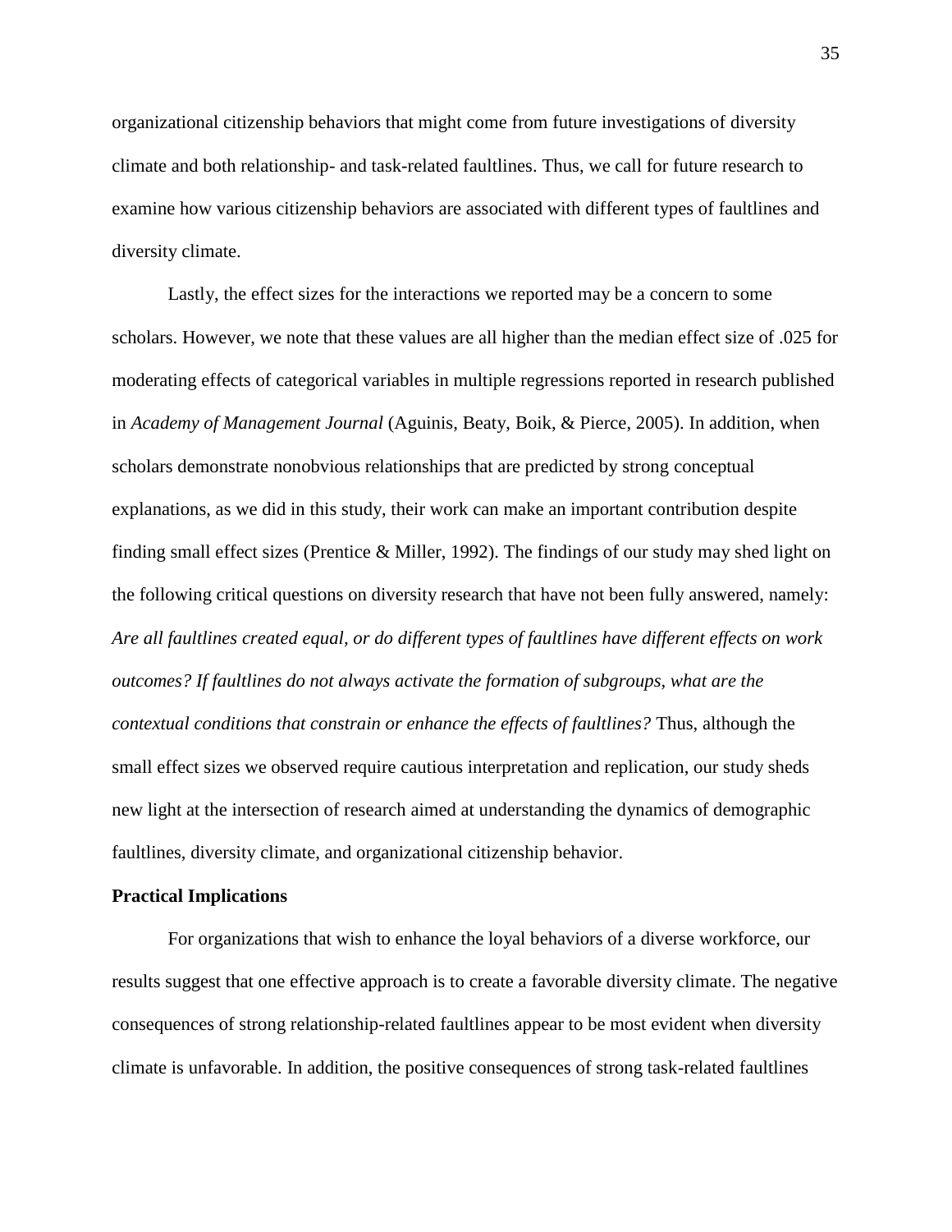organizational citizenship behaviors that might come from future investigations of diversity climate and both relationship- and task-related faultlines. Thus, we call for future research to examine how various citizenship behaviors are associated with different types of faultlines and diversity climate.

Lastly, the effect sizes for the interactions we reported may be a concern to some scholars. However, we note that these values are all higher than the median effect size of .025 for moderating effects of categorical variables in multiple regressions reported in research published in *Academy of Management Journal* (Aguinis, Beaty, Boik, & Pierce, 2005). In addition, when scholars demonstrate nonobvious relationships that are predicted by strong conceptual explanations, as we did in this study, their work can make an important contribution despite finding small effect sizes (Prentice & Miller, 1992). The findings of our study may shed light on the following critical questions on diversity research that have not been fully answered, namely: *Are all faultlines created equal, or do different types of faultlines have different effects on work outcomes? If faultlines do not always activate the formation of subgroups, what are the contextual conditions that constrain or enhance the effects of faultlines?* Thus, although the small effect sizes we observed require cautious interpretation and replication, our study sheds new light at the intersection of research aimed at understanding the dynamics of demographic faultlines, diversity climate, and organizational citizenship behavior.

**Practical Implications**

For organizations that wish to enhance the loyal behaviors of a diverse workforce, our results suggest that one effective approach is to create a favorable diversity climate. The negative consequences of strong relationship-related faultlines appear to be most evident when diversity climate is unfavorable. In addition, the positive consequences of strong task-related faultlines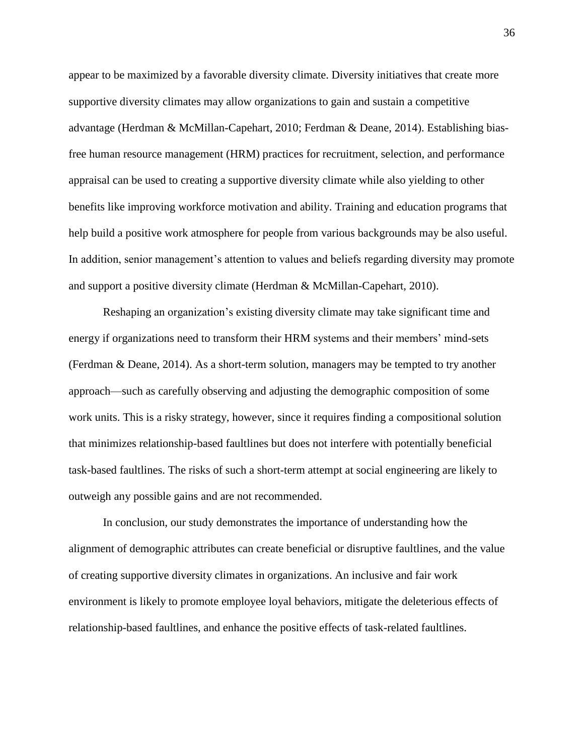appear to be maximized by a favorable diversity climate. Diversity initiatives that create more supportive diversity climates may allow organizations to gain and sustain a competitive advantage (Herdman & McMillan-Capehart, 2010; Ferdman & Deane, 2014). Establishing bias-free human resource management (HRM) practices for recruitment, selection, and performance appraisal can be used to creating a supportive diversity climate while also yielding to other benefits like improving workforce motivation and ability. Training and education programs that help build a positive work atmosphere for people from various backgrounds may be also useful. In addition, senior management's attention to values and beliefs regarding diversity may promote and support a positive diversity climate (Herdman & McMillan-Capehart, 2010).

Reshaping an organization's existing diversity climate may take significant time and energy if organizations need to transform their HRM systems and their members' mind-sets (Ferdman & Deane, 2014). As a short-term solution, managers may be tempted to try another approach—such as carefully observing and adjusting the demographic composition of some work units. This is a risky strategy, however, since it requires finding a compositional solution that minimizes relationship-based faultlines but does not interfere with potentially beneficial task-based faultlines. The risks of such a short-term attempt at social engineering are likely to outweigh any possible gains and are not recommended.

In conclusion, our study demonstrates the importance of understanding how the alignment of demographic attributes can create beneficial or disruptive faultlines, and the value of creating supportive diversity climates in organizations. An inclusive and fair work environment is likely to promote employee loyal behaviors, mitigate the deleterious effects of relationship-based faultlines, and enhance the positive effects of task-related faultlines.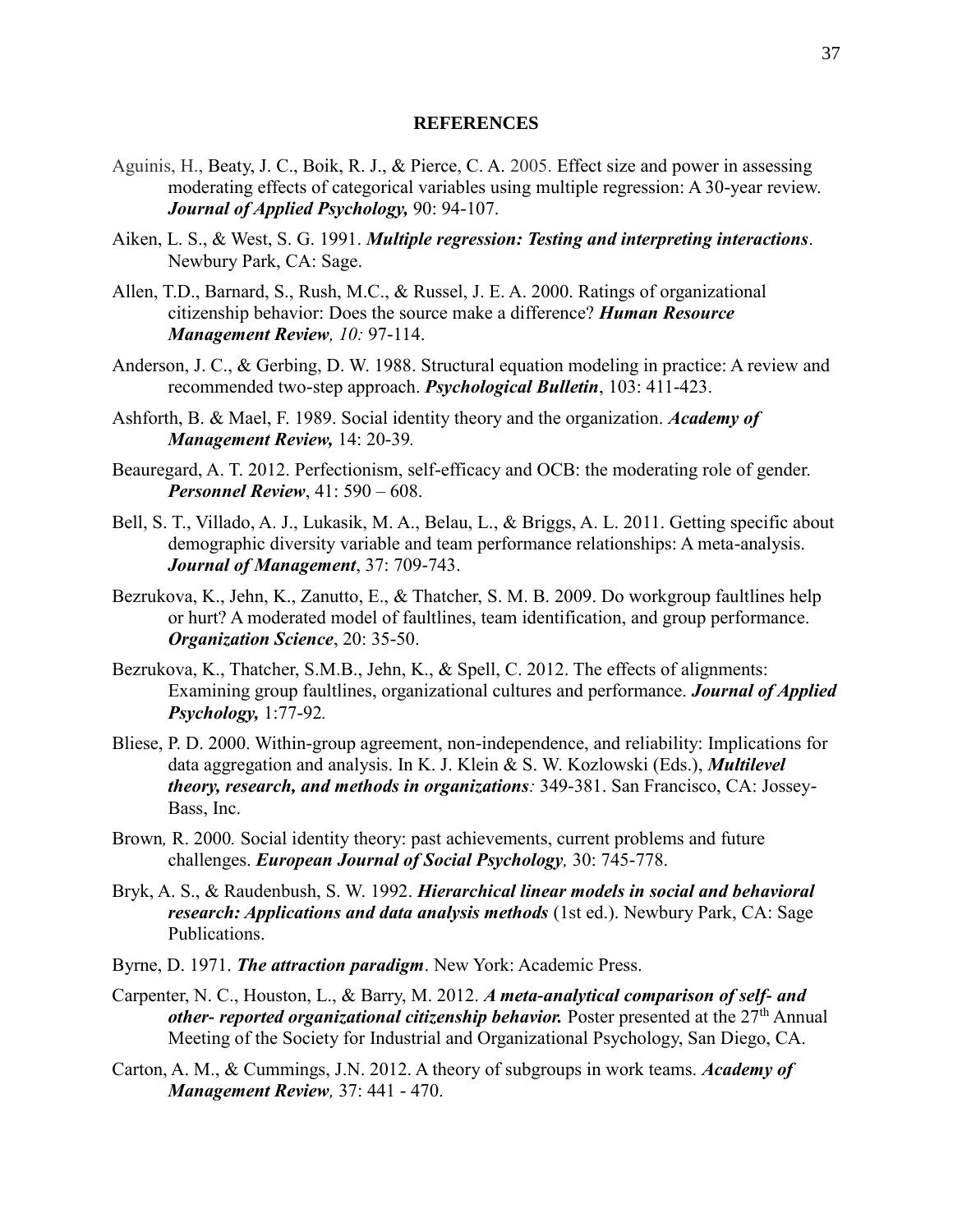# REFERENCES

Aguinis, H., Beaty, J. C., Boik, R. J., & Pierce, C. A. 2005. Effect size and power in assessing moderating effects of categorical variables using multiple regression: A 30-year review. ***Journal of Applied Psychology,*** 90: 94-107.

Aiken, L. S., & West, S. G. 1991. ***Multiple regression: Testing and interpreting interactions***. Newbury Park, CA: Sage.

Allen, T.D., Barnard, S., Rush, M.C., & Russel, J. E. A. 2000. Ratings of organizational citizenship behavior: Does the source make a difference? ***Human Resource Management Review****, 10:* 97-114.

Anderson, J. C., & Gerbing, D. W. 1988. Structural equation modeling in practice: A review and recommended two-step approach. ***Psychological Bulletin***, 103: 411-423.

Ashforth, B. & Mael, F. 1989. Social identity theory and the organization. ***Academy of Management Review,*** 14: 20-39*.*

Beauregard, A. T. 2012. Perfectionism, self-efficacy and OCB: the moderating role of gender. ***Personnel Review***, 41: 590 – 608.

Bell, S. T., Villado, A. J., Lukasik, M. A., Belau, L., & Briggs, A. L. 2011. Getting specific about demographic diversity variable and team performance relationships: A meta-analysis. ***Journal of Management***, 37: 709-743.

Bezrukova, K., Jehn, K., Zanutto, E., & Thatcher, S. M. B. 2009. Do workgroup faultlines help or hurt? A moderated model of faultlines, team identification, and group performance. ***Organization Science***, 20: 35-50.

Bezrukova, K., Thatcher, S.M.B., Jehn, K., & Spell, C. 2012. The effects of alignments: Examining group faultlines, organizational cultures and performance. ***Journal of Applied Psychology,*** 1:77-92*.*

Bliese, P. D. 2000. Within-group agreement, non-independence, and reliability: Implications for data aggregation and analysis. In K. J. Klein & S. W. Kozlowski (Eds.), ***Multilevel theory, research, and methods in organizations****:* 349-381. San Francisco, CA: Jossey-Bass, Inc.

Brown*,* R. 2000*.* Social identity theory: past achievements, current problems and future challenges. ***European Journal of Social Psychology****,* 30: 745-778.

Bryk, A. S., & Raudenbush, S. W. 1992. ***Hierarchical linear models in social and behavioral research: Applications and data analysis methods*** (1st ed.). Newbury Park, CA: Sage Publications.

Byrne, D. 1971. ***The attraction paradigm***. New York: Academic Press.

Carpenter, N. C., Houston, L., & Barry, M. 2012. ***A meta-analytical comparison of self- and other- reported organizational citizenship behavior.*** Poster presented at the 27th Annual Meeting of the Society for Industrial and Organizational Psychology, San Diego, CA.

Carton, A. M., & Cummings, J.N. 2012. A theory of subgroups in work teams. ***Academy of Management Review****,* 37: 441 - 470.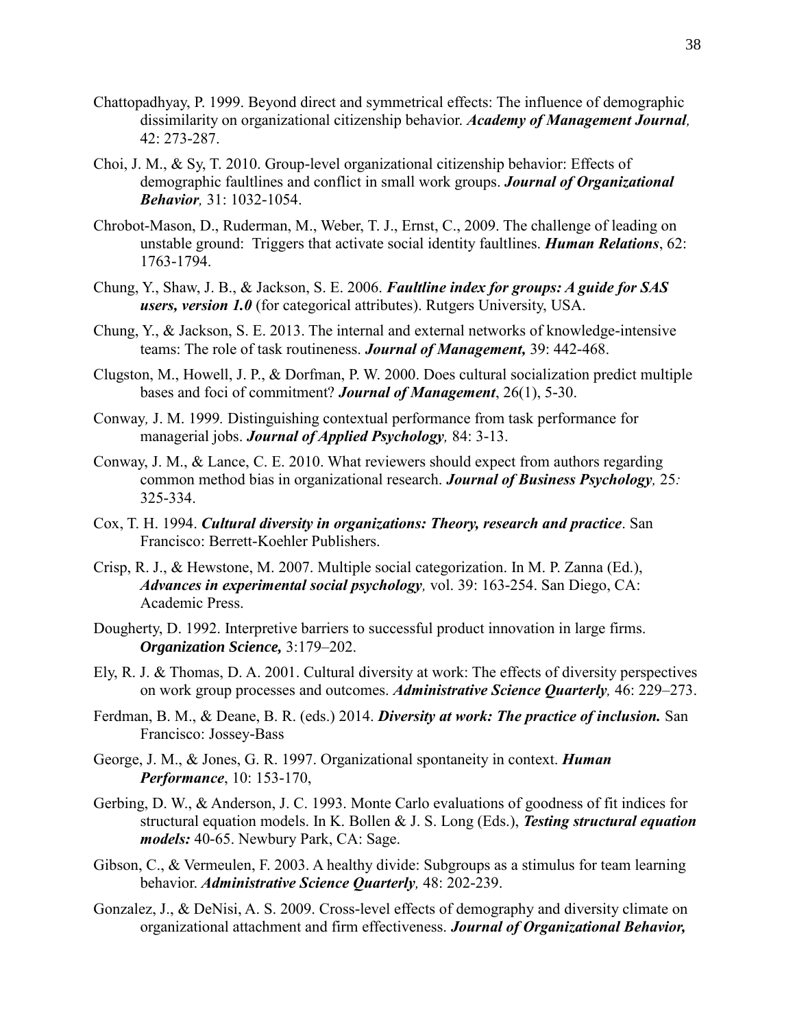Chattopadhyay, P. 1999. Beyond direct and symmetrical effects: The influence of demographic dissimilarity on organizational citizenship behavior. ***Academy of Management Journal,*** 42: 273-287.

Choi, J. M., & Sy, T. 2010. Group-level organizational citizenship behavior: Effects of demographic faultlines and conflict in small work groups. ***Journal of Organizational Behavior,*** 31: 1032-1054.

Chrobot-Mason, D., Ruderman, M., Weber, T. J., Ernst, C., 2009. The challenge of leading on unstable ground: Triggers that activate social identity faultlines. ***Human Relations***, 62: 1763-1794.

Chung, Y., Shaw, J. B., & Jackson, S. E. 2006. ***Faultline index for groups: A guide for SAS users, version 1.0*** (for categorical attributes). Rutgers University, USA.

Chung, Y., & Jackson, S. E. 2013. The internal and external networks of knowledge-intensive teams: The role of task routineness. ***Journal of Management,*** 39: 442-468.

Clugston, M., Howell, J. P., & Dorfman, P. W. 2000. Does cultural socialization predict multiple bases and foci of commitment? ***Journal of Management***, 26(1), 5-30.

Conway*,* J. M. 1999*.* Distinguishing contextual performance from task performance for managerial jobs. ***Journal of Applied Psychology,*** 84: 3-13.

Conway, J. M., & Lance, C. E. 2010. What reviewers should expect from authors regarding common method bias in organizational research. ***Journal of Business Psychology,*** 25*:* 325-334.

Cox, T. H. 1994. ***Cultural diversity in organizations: Theory, research and practice***. San Francisco: Berrett-Koehler Publishers.

Crisp, R. J., & Hewstone, M. 2007. Multiple social categorization. In M. P. Zanna (Ed.), ***Advances in experimental social psychology,*** vol. 39: 163-254. San Diego, CA: Academic Press.

Dougherty, D. 1992. Interpretive barriers to successful product innovation in large firms. ***Organization Science,*** 3:179–202.

Ely, R. J. & Thomas, D. A. 2001. Cultural diversity at work: The effects of diversity perspectives on work group processes and outcomes. ***Administrative Science Quarterly,*** 46: 229–273.

Ferdman, B. M., & Deane, B. R. (eds.) 2014. ***Diversity at work: The practice of inclusion.*** San Francisco: Jossey-Bass

George, J. M., & Jones, G. R. 1997. Organizational spontaneity in context. ***Human Performance***, 10: 153-170,

Gerbing, D. W., & Anderson, J. C. 1993. Monte Carlo evaluations of goodness of fit indices for structural equation models. In K. Bollen & J. S. Long (Eds.), ***Testing structural equation models:*** 40-65. Newbury Park, CA: Sage.

Gibson, C., & Vermeulen, F. 2003. A healthy divide: Subgroups as a stimulus for team learning behavior. ***Administrative Science Quarterly,*** 48: 202-239.

Gonzalez, J., & DeNisi, A. S. 2009. Cross-level effects of demography and diversity climate on organizational attachment and firm effectiveness. ***Journal of Organizational Behavior,***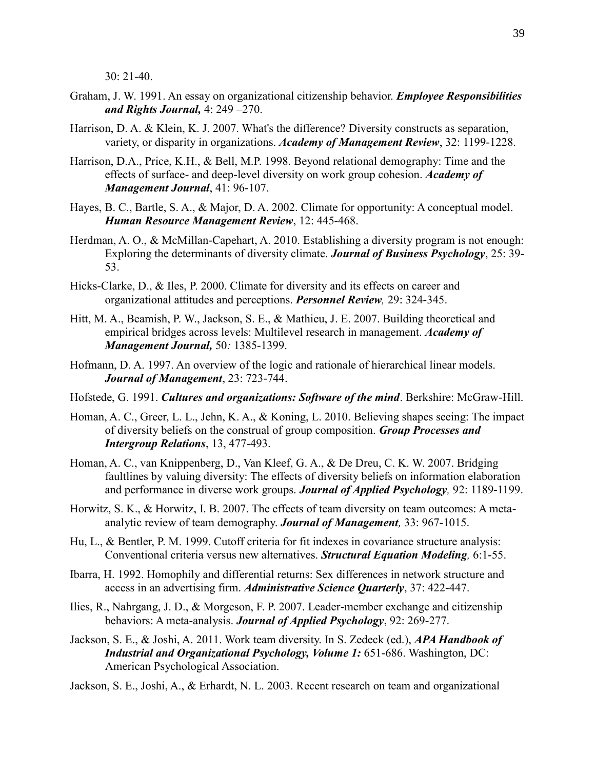30: 21-40.

Graham, J. W. 1991. An essay on organizational citizenship behavior. ***Employee Responsibilities and Rights Journal,*** 4: 249 –270.

Harrison, D. A. & Klein, K. J. 2007. What's the difference? Diversity constructs as separation, variety, or disparity in organizations. ***Academy of Management Review***, 32: 1199-1228.

Harrison, D.A., Price, K.H., & Bell, M.P. 1998. Beyond relational demography: Time and the effects of surface- and deep-level diversity on work group cohesion. ***Academy of Management Journal***, 41: 96-107.

Hayes, B. C., Bartle, S. A., & Major, D. A. 2002. Climate for opportunity: A conceptual model. ***Human Resource Management Review***, 12: 445-468.

Herdman, A. O., & McMillan-Capehart, A. 2010. Establishing a diversity program is not enough: Exploring the determinants of diversity climate. ***Journal of Business Psychology***, 25: 39-53.

Hicks-Clarke, D., & Iles, P. 2000. Climate for diversity and its effects on career and organizational attitudes and perceptions. ***Personnel Review,*** 29: 324-345.

Hitt, M. A., Beamish, P. W., Jackson, S. E., & Mathieu, J. E. 2007. Building theoretical and empirical bridges across levels: Multilevel research in management. ***Academy of Management Journal,*** 50*:* 1385-1399.

Hofmann, D. A. 1997. An overview of the logic and rationale of hierarchical linear models. ***Journal of Management***, 23: 723-744.

Hofstede, G. 1991. ***Cultures and organizations: Software of the mind***. Berkshire: McGraw-Hill.

Homan, A. C., Greer, L. L., Jehn, K. A., & Koning, L. 2010. Believing shapes seeing: The impact of diversity beliefs on the construal of group composition. ***Group Processes and Intergroup Relations***, 13, 477-493.

Homan, A. C., van Knippenberg, D., Van Kleef, G. A., & De Dreu, C. K. W. 2007. Bridging faultlines by valuing diversity: The effects of diversity beliefs on information elaboration and performance in diverse work groups. ***Journal of Applied Psychology,*** 92: 1189-1199.

Horwitz, S. K., & Horwitz, I. B. 2007. The effects of team diversity on team outcomes: A meta-analytic review of team demography. ***Journal of Management,*** 33: 967-1015.

Hu, L., & Bentler, P. M. 1999. Cutoff criteria for fit indexes in covariance structure analysis: Conventional criteria versus new alternatives. ***Structural Equation Modeling,*** 6:1-55.

Ibarra, H. 1992. Homophily and differential returns: Sex differences in network structure and access in an advertising firm. ***Administrative Science Quarterly***, 37: 422-447.

Ilies, R., Nahrgang, J. D., & Morgeson, F. P. 2007. Leader-member exchange and citizenship behaviors: A meta-analysis. ***Journal of Applied Psychology***, 92: 269-277.

Jackson, S. E., & Joshi, A. 2011. Work team diversity. In S. Zedeck (ed.), ***APA Handbook of Industrial and Organizational Psychology, Volume 1:*** 651-686. Washington, DC: American Psychological Association.

Jackson, S. E., Joshi, A., & Erhardt, N. L. 2003. Recent research on team and organizational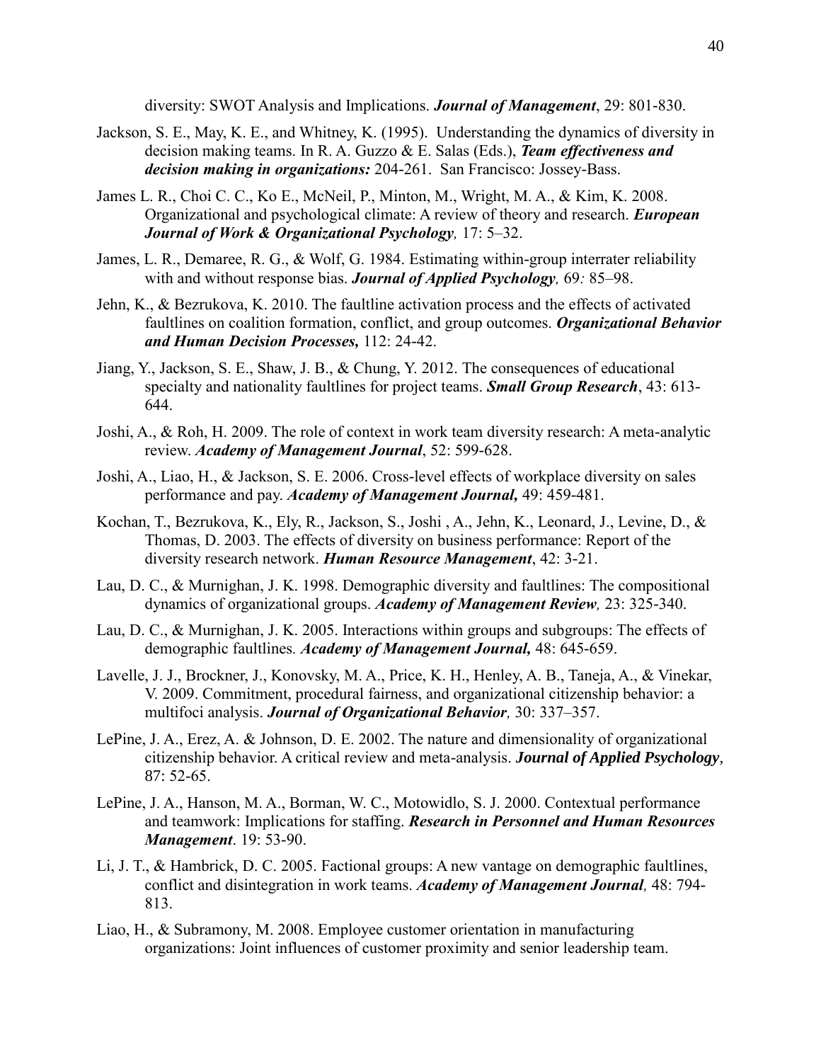diversity: SWOT Analysis and Implications. ***Journal of Management***, 29: 801-830.

Jackson, S. E., May, K. E., and Whitney, K. (1995). Understanding the dynamics of diversity in decision making teams. In R. A. Guzzo & E. Salas (Eds.), ***Team effectiveness and decision making in organizations:*** 204-261. San Francisco: Jossey-Bass.

James L. R., Choi C. C., Ko E., McNeil, P., Minton, M., Wright, M. A., & Kim, K. 2008. Organizational and psychological climate: A review of theory and research. ***European Journal of Work & Organizational Psychology,*** 17: 5–32.

James, L. R., Demaree, R. G., & Wolf, G. 1984. Estimating within-group interrater reliability with and without response bias. ***Journal of Applied Psychology,*** 69*:* 85–98.

Jehn, K., & Bezrukova, K. 2010. The faultline activation process and the effects of activated faultlines on coalition formation, conflict, and group outcomes. ***Organizational Behavior and Human Decision Processes,*** 112: 24-42.

Jiang, Y., Jackson, S. E., Shaw, J. B., & Chung, Y. 2012. The consequences of educational specialty and nationality faultlines for project teams. ***Small Group Research***, 43: 613-644.

Joshi, A., & Roh, H. 2009. The role of context in work team diversity research: A meta-analytic review. ***Academy of Management Journal***, 52: 599-628.

Joshi, A., Liao, H., & Jackson, S. E. 2006. Cross-level effects of workplace diversity on sales performance and pay. ***Academy of Management Journal,*** 49: 459-481.

Kochan, T., Bezrukova, K., Ely, R., Jackson, S., Joshi , A., Jehn, K., Leonard, J., Levine, D., & Thomas, D. 2003. The effects of diversity on business performance: Report of the diversity research network. ***Human Resource Management***, 42: 3-21.

Lau, D. C., & Murnighan, J. K. 1998. Demographic diversity and faultlines: The compositional dynamics of organizational groups. ***Academy of Management Review,*** 23: 325-340.

Lau, D. C., & Murnighan, J. K. 2005. Interactions within groups and subgroups: The effects of demographic faultlines*.* ***Academy of Management Journal,*** 48: 645-659.

Lavelle, J. J., Brockner, J., Konovsky, M. A., Price, K. H., Henley, A. B., Taneja, A., & Vinekar, V. 2009. Commitment, procedural fairness, and organizational citizenship behavior: a multifoci analysis. ***Journal of Organizational Behavior,*** 30: 337–357.

LePine, J. A., Erez, A. & Johnson, D. E. 2002. The nature and dimensionality of organizational citizenship behavior. A critical review and meta-analysis. ***Journal of Applied Psychology,*** 87: 52-65.

LePine, J. A., Hanson, M. A., Borman, W. C., Motowidlo, S. J. 2000. Contextual performance and teamwork: Implications for staffing. ***Research in Personnel and Human Resources Management***. 19: 53-90.

Li, J. T., & Hambrick, D. C. 2005. Factional groups: A new vantage on demographic faultlines, conflict and disintegration in work teams. ***Academy of Management Journal,*** 48: 794-813.

Liao, H., & Subramony, M. 2008. Employee customer orientation in manufacturing organizations: Joint influences of customer proximity and senior leadership team.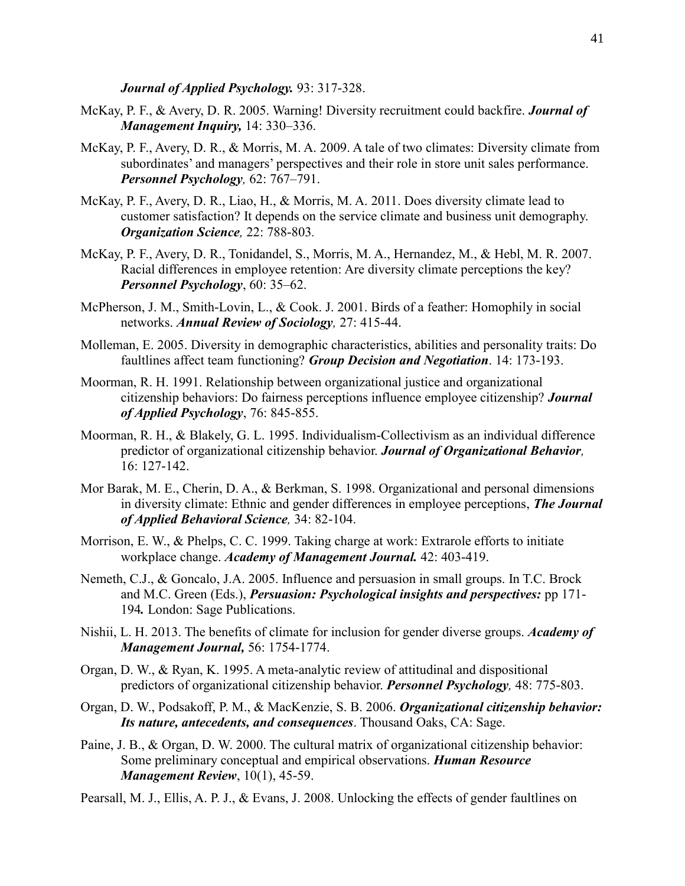***Journal of Applied Psychology.*** 93: 317-328.

McKay, P. F., & Avery, D. R. 2005. Warning! Diversity recruitment could backfire. ***Journal of Management Inquiry,*** 14: 330–336.

McKay, P. F., Avery, D. R., & Morris, M. A. 2009. A tale of two climates: Diversity climate from subordinates' and managers' perspectives and their role in store unit sales performance. ***Personnel Psychology,*** 62: 767–791.

McKay, P. F., Avery, D. R., Liao, H., & Morris, M. A. 2011. Does diversity climate lead to customer satisfaction? It depends on the service climate and business unit demography. ***Organization Science,*** 22: 788-803.

McKay, P. F., Avery, D. R., Tonidandel, S., Morris, M. A., Hernandez, M., & Hebl, M. R. 2007. Racial differences in employee retention: Are diversity climate perceptions the key? ***Personnel Psychology***, 60: 35–62.

McPherson, J. M., Smith-Lovin, L., & Cook. J. 2001. Birds of a feather: Homophily in social networks. ***Annual Review of Sociology,*** 27: 415-44.

Molleman, E. 2005. Diversity in demographic characteristics, abilities and personality traits: Do faultlines affect team functioning? ***Group Decision and Negotiation***. 14: 173-193.

Moorman, R. H. 1991. Relationship between organizational justice and organizational citizenship behaviors: Do fairness perceptions influence employee citizenship? ***Journal of Applied Psychology***, 76: 845-855.

Moorman, R. H., & Blakely, G. L. 1995. Individualism-Collectivism as an individual difference predictor of organizational citizenship behavior. ***Journal of Organizational Behavior,*** 16: 127-142.

Mor Barak, M. E., Cherin, D. A., & Berkman, S. 1998. Organizational and personal dimensions in diversity climate: Ethnic and gender differences in employee perceptions, ***The Journal of Applied Behavioral Science,*** 34: 82-104.

Morrison, E. W., & Phelps, C. C. 1999. Taking charge at work: Extrarole efforts to initiate workplace change. ***Academy of Management Journal.*** 42: 403-419.

Nemeth, C.J., & Goncalo, J.A. 2005. Influence and persuasion in small groups. In T.C. Brock and M.C. Green (Eds.), ***Persuasion: Psychological insights and perspectives:*** pp 171-194***.*** London: Sage Publications.

Nishii, L. H. 2013. The benefits of climate for inclusion for gender diverse groups. ***Academy of Management Journal,*** 56: 1754-1774.

Organ, D. W., & Ryan, K. 1995. A meta-analytic review of attitudinal and dispositional predictors of organizational citizenship behavior. ***Personnel Psychology,*** 48: 775-803.

Organ, D. W., Podsakoff, P. M., & MacKenzie, S. B. 2006. ***Organizational citizenship behavior: Its nature, antecedents, and consequences***. Thousand Oaks, CA: Sage.

Paine, J. B., & Organ, D. W. 2000. The cultural matrix of organizational citizenship behavior: Some preliminary conceptual and empirical observations. ***Human Resource Management Review***, 10(1), 45-59.

Pearsall, M. J., Ellis, A. P. J., & Evans, J. 2008. Unlocking the effects of gender faultlines on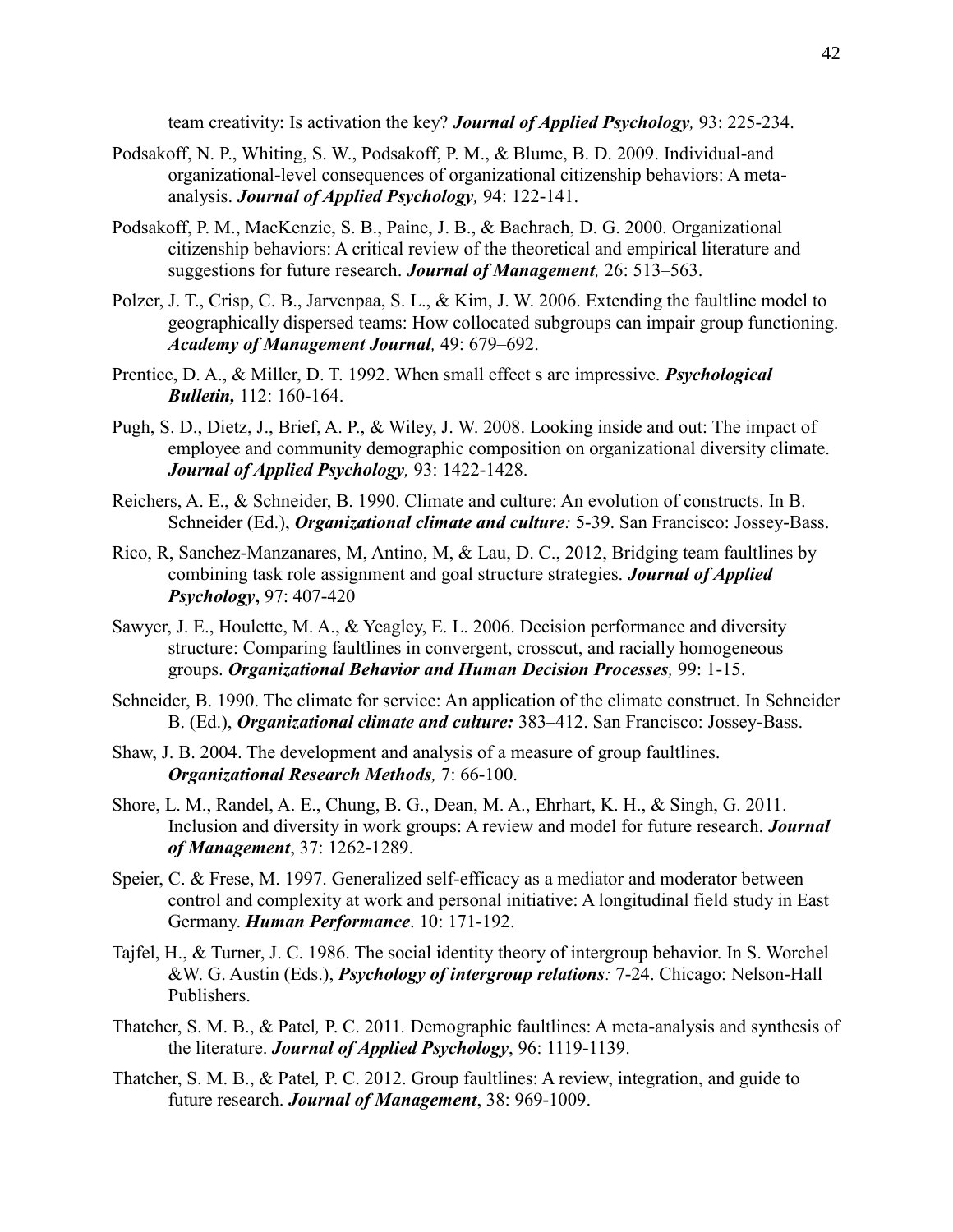team creativity: Is activation the key? ***Journal of Applied Psychology,*** 93: 225-234.

Podsakoff, N. P., Whiting, S. W., Podsakoff, P. M., & Blume, B. D. 2009. Individual-and organizational-level consequences of organizational citizenship behaviors: A meta-analysis. ***Journal of Applied Psychology,*** 94: 122-141.

Podsakoff, P. M., MacKenzie, S. B., Paine, J. B., & Bachrach, D. G. 2000. Organizational citizenship behaviors: A critical review of the theoretical and empirical literature and suggestions for future research. ***Journal of Management,*** 26: 513–563.

Polzer, J. T., Crisp, C. B., Jarvenpaa, S. L., & Kim, J. W. 2006. Extending the faultline model to geographically dispersed teams: How collocated subgroups can impair group functioning. ***Academy of Management Journal,*** 49: 679–692.

Prentice, D. A., & Miller, D. T. 1992. When small effect s are impressive. ***Psychological Bulletin,*** 112: 160-164.

Pugh, S. D., Dietz, J., Brief, A. P., & Wiley, J. W. 2008. Looking inside and out: The impact of employee and community demographic composition on organizational diversity climate. ***Journal of Applied Psychology,*** 93: 1422-1428.

Reichers, A. E., & Schneider, B. 1990. Climate and culture: An evolution of constructs. In B. Schneider (Ed.), ***Organizational climate and culture:*** 5-39. San Francisco: Jossey-Bass.

Rico, R, Sanchez-Manzanares, M, Antino, M, & Lau, D. C., 2012, Bridging team faultlines by combining task role assignment and goal structure strategies. ***Journal of Applied Psychology*****,** 97: 407-420

Sawyer, J. E., Houlette, M. A., & Yeagley, E. L. 2006. Decision performance and diversity structure: Comparing faultlines in convergent, crosscut, and racially homogeneous groups. ***Organizational Behavior and Human Decision Processes,*** 99: 1-15.

Schneider, B. 1990. The climate for service: An application of the climate construct. In Schneider B. (Ed.), ***Organizational climate and culture:*** 383–412. San Francisco: Jossey-Bass.

Shaw, J. B. 2004. The development and analysis of a measure of group faultlines. ***Organizational Research Methods,*** 7: 66-100.

Shore, L. M., Randel, A. E., Chung, B. G., Dean, M. A., Ehrhart, K. H., & Singh, G. 2011. Inclusion and diversity in work groups: A review and model for future research. ***Journal of Management***, 37: 1262-1289.

Speier, C. & Frese, M. 1997. Generalized self-efficacy as a mediator and moderator between control and complexity at work and personal initiative: A longitudinal field study in East Germany. ***Human Performance***. 10: 171-192.

Tajfel, H., & Turner, J. C. 1986. The social identity theory of intergroup behavior. In S. Worchel &W. G. Austin (Eds.), ***Psychology of intergroup relations:*** 7-24. Chicago: Nelson-Hall Publishers.

Thatcher, S. M. B., & Patel, P. C. 2011. Demographic faultlines: A meta-analysis and synthesis of the literature. ***Journal of Applied Psychology***, 96: 1119-1139.

Thatcher, S. M. B., & Patel, P. C. 2012. Group faultlines: A review, integration, and guide to future research. ***Journal of Management***, 38: 969-1009.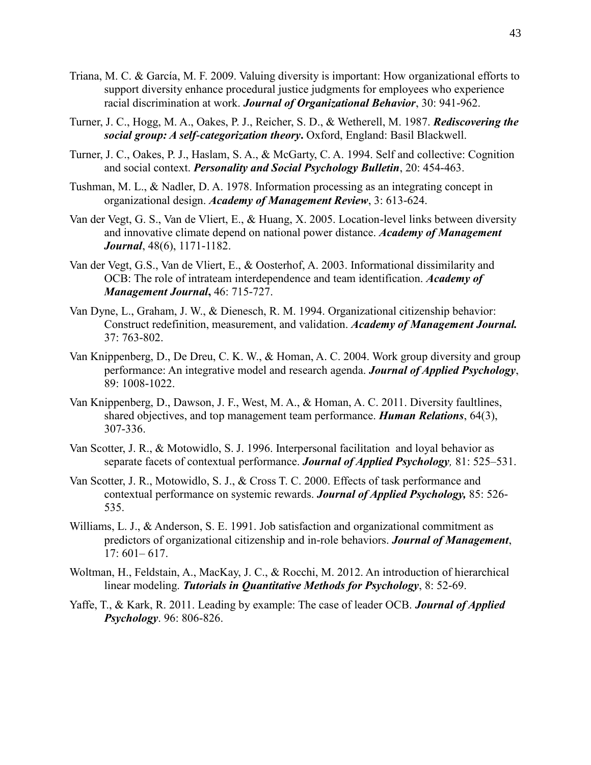Triana, M. C. & García, M. F. 2009. Valuing diversity is important: How organizational efforts to support diversity enhance procedural justice judgments for employees who experience racial discrimination at work. ***Journal of Organizational Behavior***, 30: 941-962.

Turner, J. C., Hogg, M. A., Oakes, P. J., Reicher, S. D., & Wetherell, M. 1987. ***Rediscovering the social group: A self-categorization theory*.** Oxford, England: Basil Blackwell.

Turner, J. C., Oakes, P. J., Haslam, S. A., & McGarty, C. A. 1994. Self and collective: Cognition and social context. ***Personality and Social Psychology Bulletin***, 20: 454-463.

Tushman, M. L., & Nadler, D. A. 1978. Information processing as an integrating concept in organizational design. ***Academy of Management Review***, 3: 613-624.

Van der Vegt, G. S., Van de Vliert, E., & Huang, X. 2005. Location-level links between diversity and innovative climate depend on national power distance. ***Academy of Management Journal***, 48(6), 1171-1182.

Van der Vegt, G.S., Van de Vliert, E., & Oosterhof, A. 2003. Informational dissimilarity and OCB: The role of intrateam interdependence and team identification. ***Academy of Management Journal*,** 46: 715-727.

Van Dyne, L., Graham, J. W., & Dienesch, R. M. 1994. Organizational citizenship behavior: Construct redefinition, measurement, and validation. ***Academy of Management Journal.*** 37: 763-802.

Van Knippenberg, D., De Dreu, C. K. W., & Homan, A. C. 2004. Work group diversity and group performance: An integrative model and research agenda. ***Journal of Applied Psychology***, 89: 1008-1022.

Van Knippenberg, D., Dawson, J. F., West, M. A., & Homan, A. C. 2011. Diversity faultlines, shared objectives, and top management team performance. ***Human Relations***, 64(3), 307-336.

Van Scotter, J. R., & Motowidlo, S. J. 1996. Interpersonal facilitation and loyal behavior as separate facets of contextual performance. ***Journal of Applied Psychology*,** 81: 525–531.

Van Scotter, J. R., Motowidlo, S. J., & Cross T. C. 2000. Effects of task performance and contextual performance on systemic rewards. ***Journal of Applied Psychology,*** 85: 526-535.

Williams, L. J., & Anderson, S. E. 1991. Job satisfaction and organizational commitment as predictors of organizational citizenship and in-role behaviors. ***Journal of Management***, 17: 601– 617.

Woltman, H., Feldstain, A., MacKay, J. C., & Rocchi, M. 2012. An introduction of hierarchical linear modeling. ***Tutorials in Quantitative Methods for Psychology***, 8: 52-69.

Yaffe, T., & Kark, R. 2011. Leading by example: The case of leader OCB. ***Journal of Applied Psychology***. 96: 806-826.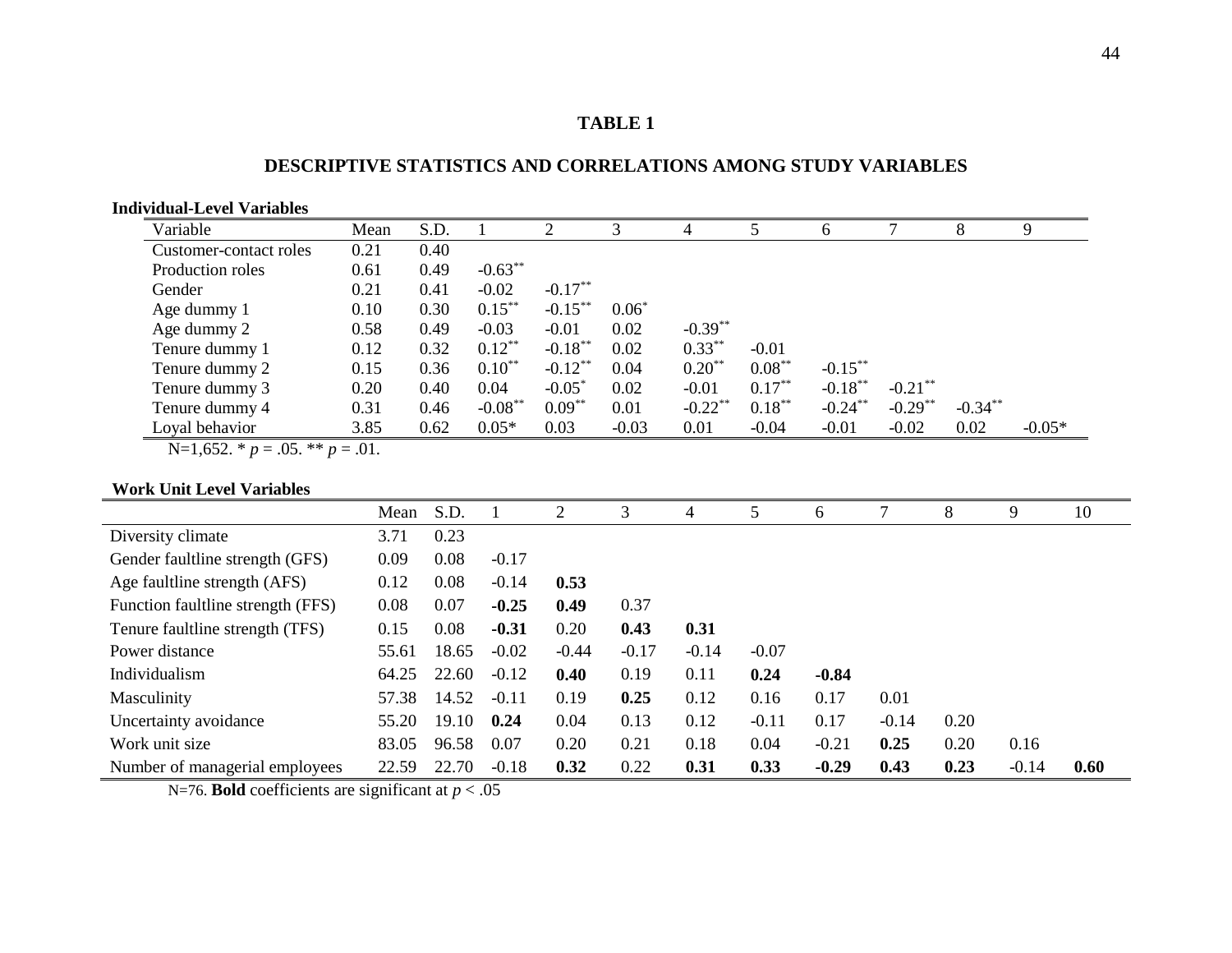**TABLE 1**

**DESCRIPTIVE STATISTICS AND CORRELATIONS AMONG STUDY VARIABLES**

**Individual-Level Variables**

| Variable | Mean | S.D. | 1 | 2 | 3 | 4 | 5 | 6 | 7 | 8 | 9 |
|---|---|---|---|---|---|---|---|---|---|---|---|
| Customer-contact roles | 0.21 | 0.40 | | | | | | | | | |
| Production roles | 0.61 | 0.49 | -0.63** | | | | | | | | |
| Gender | 0.21 | 0.41 | -0.02 | -0.17** | | | | | | | |
| Age dummy 1 | 0.10 | 0.30 | 0.15** | -0.15** | 0.06* | | | | | | |
| Age dummy 2 | 0.58 | 0.49 | -0.03 | -0.01 | 0.02 | -0.39** | | | | | |
| Tenure dummy 1 | 0.12 | 0.32 | 0.12** | -0.18** | 0.02 | 0.33** | -0.01 | | | | |
| Tenure dummy 2 | 0.15 | 0.36 | 0.10** | -0.12** | 0.04 | 0.20** | 0.08** | -0.15** | | | |
| Tenure dummy 3 | 0.20 | 0.40 | 0.04 | -0.05* | 0.02 | -0.01 | 0.17** | -0.18** | -0.21** | | |
| Tenure dummy 4 | 0.31 | 0.46 | -0.08** | 0.09** | 0.01 | -0.22** | 0.18** | -0.24** | -0.29** | -0.34** | |
| Loyal behavior | 3.85 | 0.62 | 0.05* | 0.03 | -0.03 | 0.01 | -0.04 | -0.01 | -0.02 | 0.02 | -0.05* |

N=1,652. * $p = .05$. ** $p = .01$.

**Work Unit Level Variables**

| | Mean | S.D. | 1 | 2 | 3 | 4 | 5 | 6 | 7 | 8 | 9 | 10 |
|---|---|---|---|---|---|---|---|---|---|---|---|---|
| Diversity climate | 3.71 | 0.23 | | | | | | | | | | |
| Gender faultline strength (GFS) | 0.09 | 0.08 | -0.17 | | | | | | | | | |
| Age faultline strength (AFS) | 0.12 | 0.08 | -0.14 | **0.53** | | | | | | | | |
| Function faultline strength (FFS) | 0.08 | 0.07 | **-0.25** | **0.49** | 0.37 | | | | | | | |
| Tenure faultline strength (TFS) | 0.15 | 0.08 | **-0.31** | 0.20 | **0.43** | **0.31** | | | | | | |
| Power distance | 55.61 | 18.65 | -0.02 | -0.44 | -0.17 | -0.14 | -0.07 | | | | | |
| Individualism | 64.25 | 22.60 | -0.12 | **0.40** | 0.19 | 0.11 | **0.24** | **-0.84** | | | | |
| Masculinity | 57.38 | 14.52 | -0.11 | 0.19 | **0.25** | 0.12 | 0.16 | 0.17 | 0.01 | | | |
| Uncertainty avoidance | 55.20 | 19.10 | **0.24** | 0.04 | 0.13 | 0.12 | -0.11 | 0.17 | -0.14 | 0.20 | | |
| Work unit size | 83.05 | 96.58 | 0.07 | 0.20 | 0.21 | 0.18 | 0.04 | -0.21 | **0.25** | 0.20 | 0.16 | |
| Number of managerial employees | 22.59 | 22.70 | -0.18 | **0.32** | 0.22 | **0.31** | **0.33** | **-0.29** | **0.43** | **0.23** | -0.14 | **0.60** |

N=76. **Bold** coefficients are significant at $p < .05$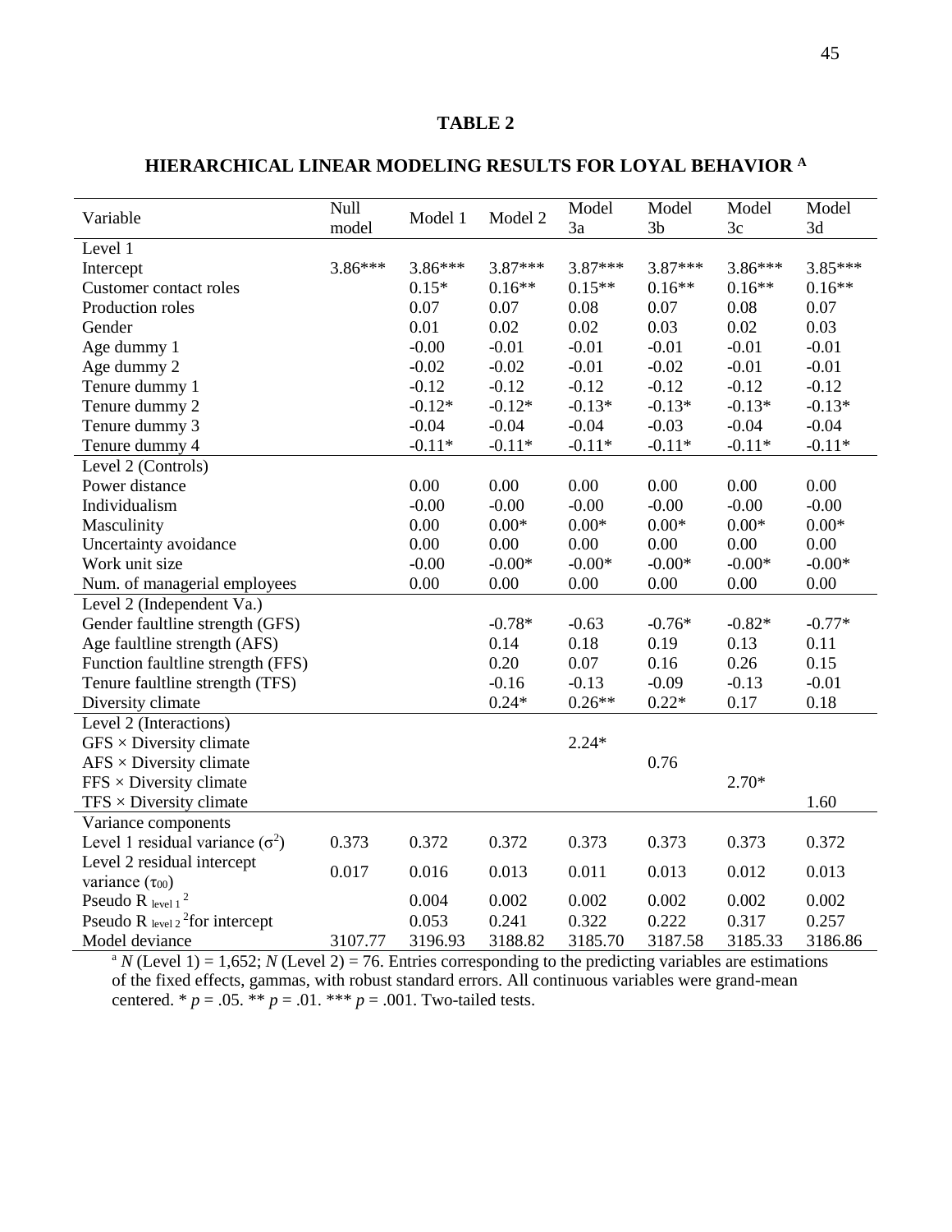**TABLE 2**

**HIERARCHICAL LINEAR MODELING RESULTS FOR LOYAL BEHAVIOR [A]**

| Variable | Null model | Model 1 | Model 2 | Model 3a | Model 3b | Model 3c | Model 3d |
|---|---|---|---|---|---|---|---|
| Level 1 | | | | | | | |
| Intercept | 3.86*** | 3.86*** | 3.87*** | 3.87*** | 3.87*** | 3.86*** | 3.85*** |
| Customer contact roles | | 0.15* | 0.16** | 0.15** | 0.16** | 0.16** | 0.16** |
| Production roles | | 0.07 | 0.07 | 0.08 | 0.07 | 0.08 | 0.07 |
| Gender | | 0.01 | 0.02 | 0.02 | 0.03 | 0.02 | 0.03 |
| Age dummy 1 | | -0.00 | -0.01 | -0.01 | -0.01 | -0.01 | -0.01 |
| Age dummy 2 | | -0.02 | -0.02 | -0.01 | -0.02 | -0.01 | -0.01 |
| Tenure dummy 1 | | -0.12 | -0.12 | -0.12 | -0.12 | -0.12 | -0.12 |
| Tenure dummy 2 | | -0.12* | -0.12* | -0.13* | -0.13* | -0.13* | -0.13* |
| Tenure dummy 3 | | -0.04 | -0.04 | -0.04 | -0.03 | -0.04 | -0.04 |
| Tenure dummy 4 | | -0.11* | -0.11* | -0.11* | -0.11* | -0.11* | -0.11* |
| Level 2 (Controls) | | | | | | | |
| Power distance | | 0.00 | 0.00 | 0.00 | 0.00 | 0.00 | 0.00 |
| Individualism | | -0.00 | -0.00 | -0.00 | -0.00 | -0.00 | -0.00 |
| Masculinity | | 0.00 | 0.00* | 0.00* | 0.00* | 0.00* | 0.00* |
| Uncertainty avoidance | | 0.00 | 0.00 | 0.00 | 0.00 | 0.00 | 0.00 |
| Work unit size | | -0.00 | -0.00* | -0.00* | -0.00* | -0.00* | -0.00* |
| Num. of managerial employees | | 0.00 | 0.00 | 0.00 | 0.00 | 0.00 | 0.00 |
| Level 2 (Independent Va.) | | | | | | | |
| Gender faultline strength (GFS) | | | -0.78* | -0.63 | -0.76* | -0.82* | -0.77* |
| Age faultline strength (AFS) | | | 0.14 | 0.18 | 0.19 | 0.13 | 0.11 |
| Function faultline strength (FFS) | | | 0.20 | 0.07 | 0.16 | 0.26 | 0.15 |
| Tenure faultline strength (TFS) | | | -0.16 | -0.13 | -0.09 | -0.13 | -0.01 |
| Diversity climate | | | 0.24* | 0.26** | 0.22* | 0.17 | 0.18 |
| Level 2 (Interactions) | | | | | | | |
| GFS × Diversity climate | | | | 2.24* | | | |
| AFS × Diversity climate | | | | | 0.76 | | |
| FFS × Diversity climate | | | | | | 2.70* | |
| TFS × Diversity climate | | | | | | | 1.60 |
| Variance components | | | | | | | |
| Level 1 residual variance ($\sigma^2$) | 0.373 | 0.372 | 0.372 | 0.373 | 0.373 | 0.373 | 0.372 |
| Level 2 residual intercept variance ($\tau_{00}$) | 0.017 | 0.016 | 0.013 | 0.011 | 0.013 | 0.012 | 0.013 |
| Pseudo $R_{\text{level 1}}^2$ | | 0.004 | 0.002 | 0.002 | 0.002 | 0.002 | 0.002 |
| Pseudo $R_{\text{level 2}}^2$ for intercept | | 0.053 | 0.241 | 0.322 | 0.222 | 0.317 | 0.257 |
| Model deviance | 3107.77 | 3196.93 | 3188.82 | 3185.70 | 3187.58 | 3185.33 | 3186.86 |

[a] *N* (Level 1) = 1,652; *N* (Level 2) = 76. Entries corresponding to the predicting variables are estimations of the fixed effects, gammas, with robust standard errors. All continuous variables were grand-mean centered. * $p$ = .05. ** $p$ = .01. *** $p$ = .001. Two-tailed tests.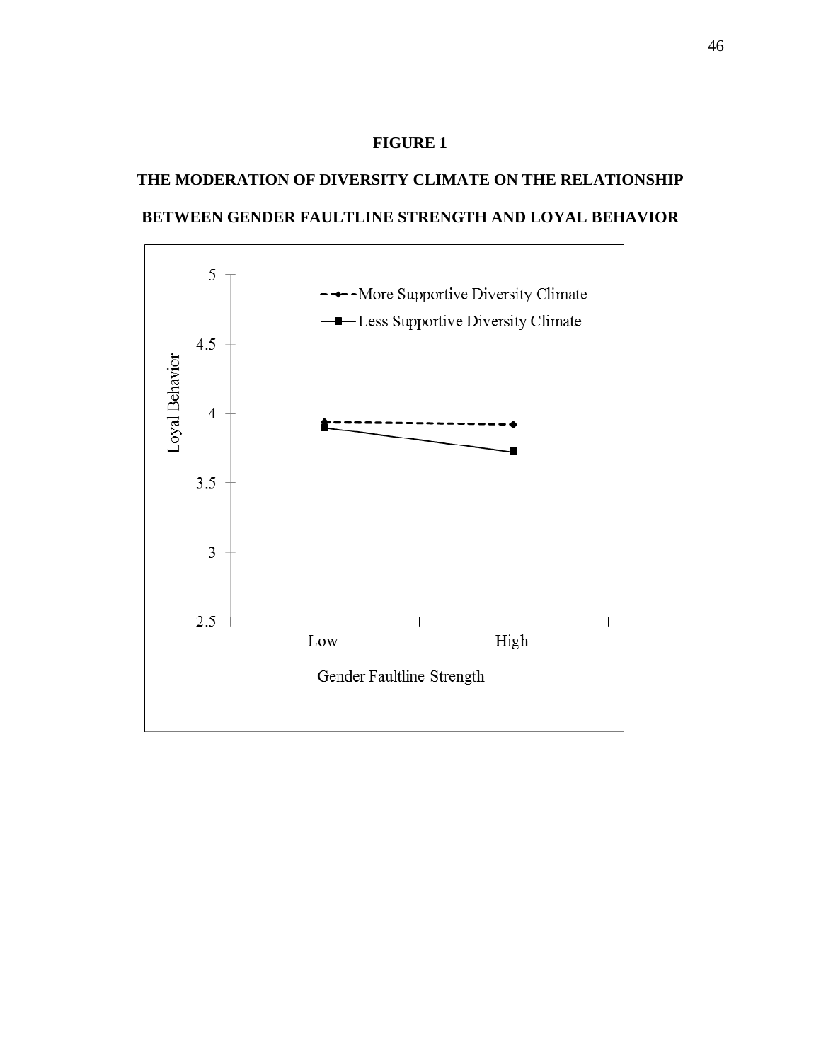**FIGURE 1**

**THE MODERATION OF DIVERSITY CLIMATE ON THE RELATIONSHIP BETWEEN GENDER FAULTLINE STRENGTH AND LOYAL BEHAVIOR**

More Supportive Diversity Climate

Less Supportive Diversity Climate

Loyal Behavior

5

4.5

4

3.5

3

2.5

Low

High

Gender Faultline Strength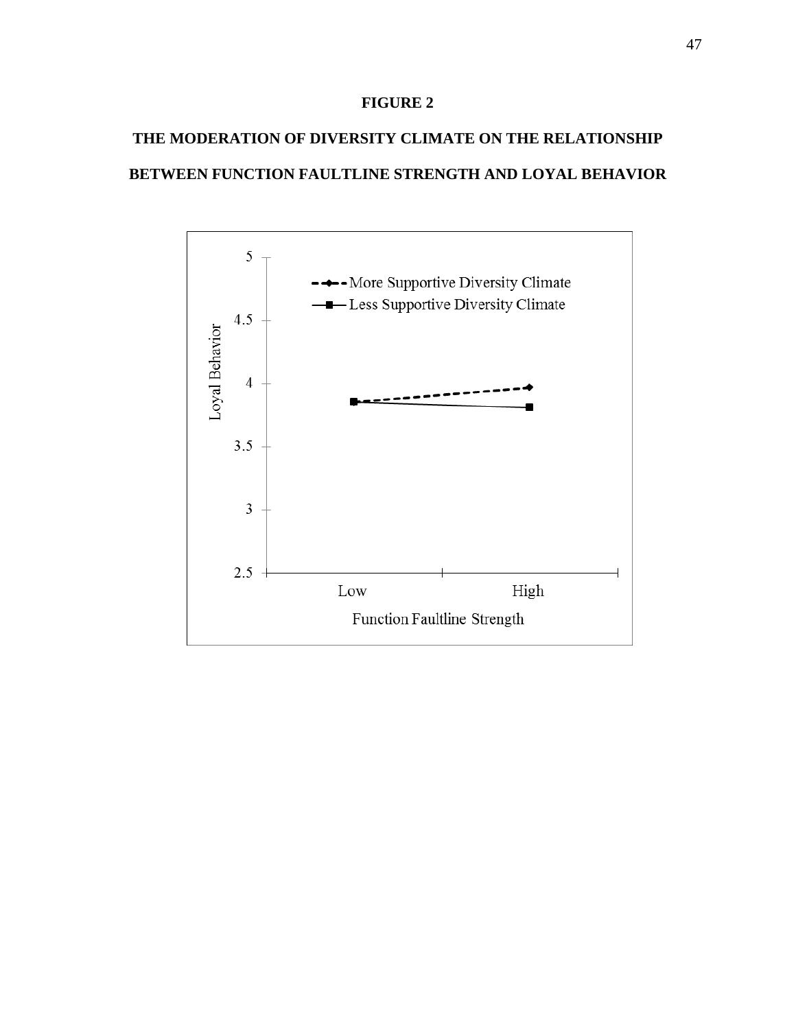**FIGURE 2**

**THE MODERATION OF DIVERSITY CLIMATE ON THE RELATIONSHIP BETWEEN FUNCTION FAULTLINE STRENGTH AND LOYAL BEHAVIOR**

More Supportive Diversity Climate
Less Supportive Diversity Climate

Loyal Behavior

5
4.5
4
3.5
3
2.5

Low
High

Function Faultline Strength